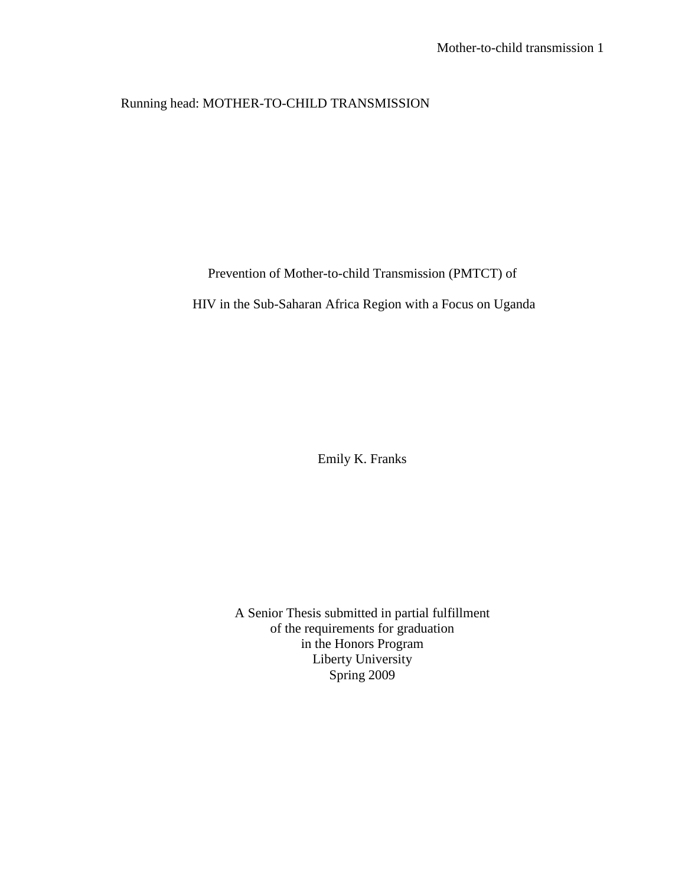Running head: MOTHER-TO-CHILD TRANSMISSION

# Prevention of Mother-to-child Transmission (PMTCT) of HIV in the Sub-Saharan Africa Region with a Focus on Uganda

Emily K. Franks

A Senior Thesis submitted in partial fulfillment
of the requirements for graduation
in the Honors Program
Liberty University
Spring 2009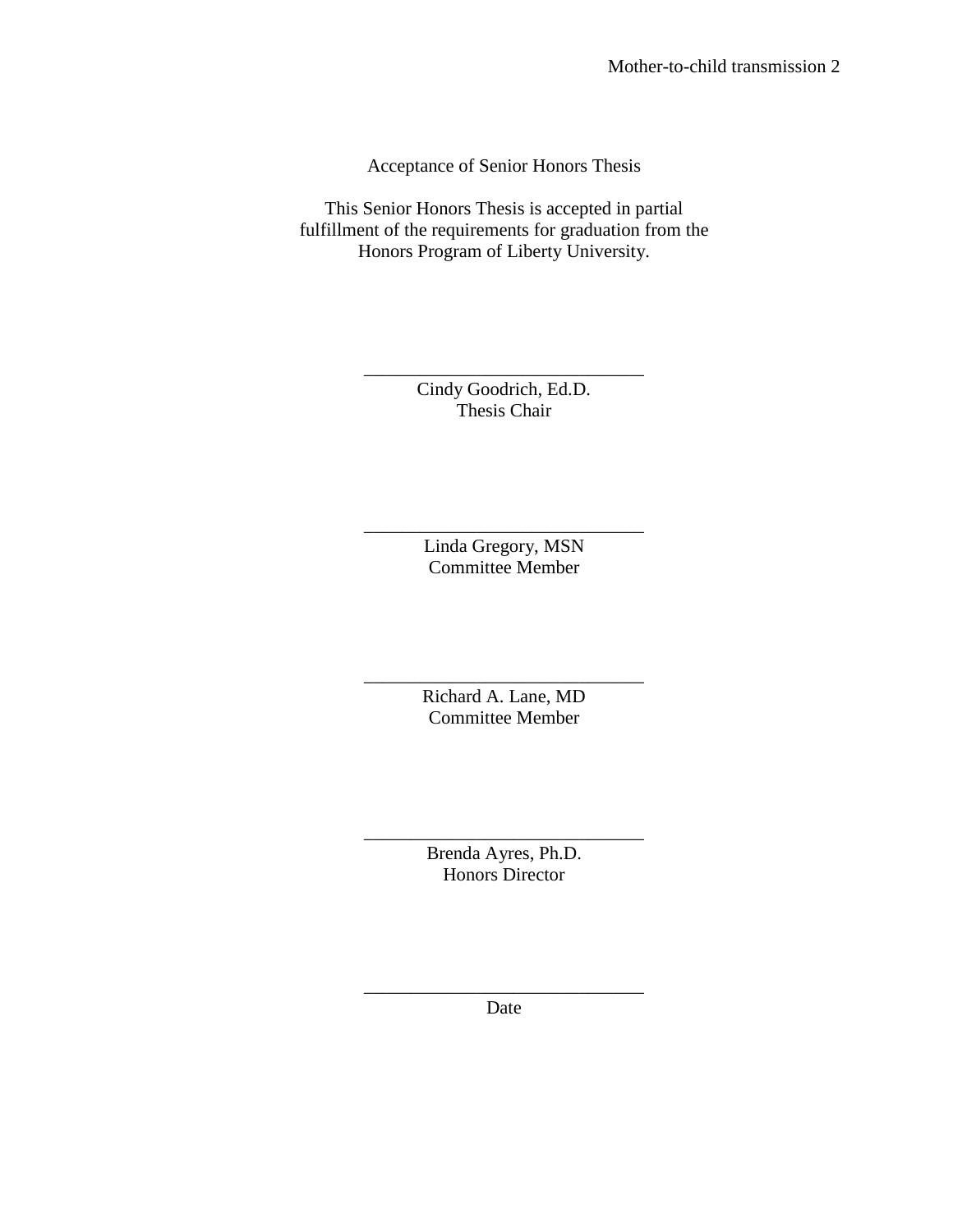Acceptance of Senior Honors Thesis

This Senior Honors Thesis is accepted in partial fulfillment of the requirements for graduation from the Honors Program of Liberty University.

______________________________
Cindy Goodrich, Ed.D.
Thesis Chair

______________________________
Linda Gregory, MSN
Committee Member

______________________________
Richard A. Lane, MD
Committee Member

______________________________
Brenda Ayres, Ph.D.
Honors Director

______________________________
Date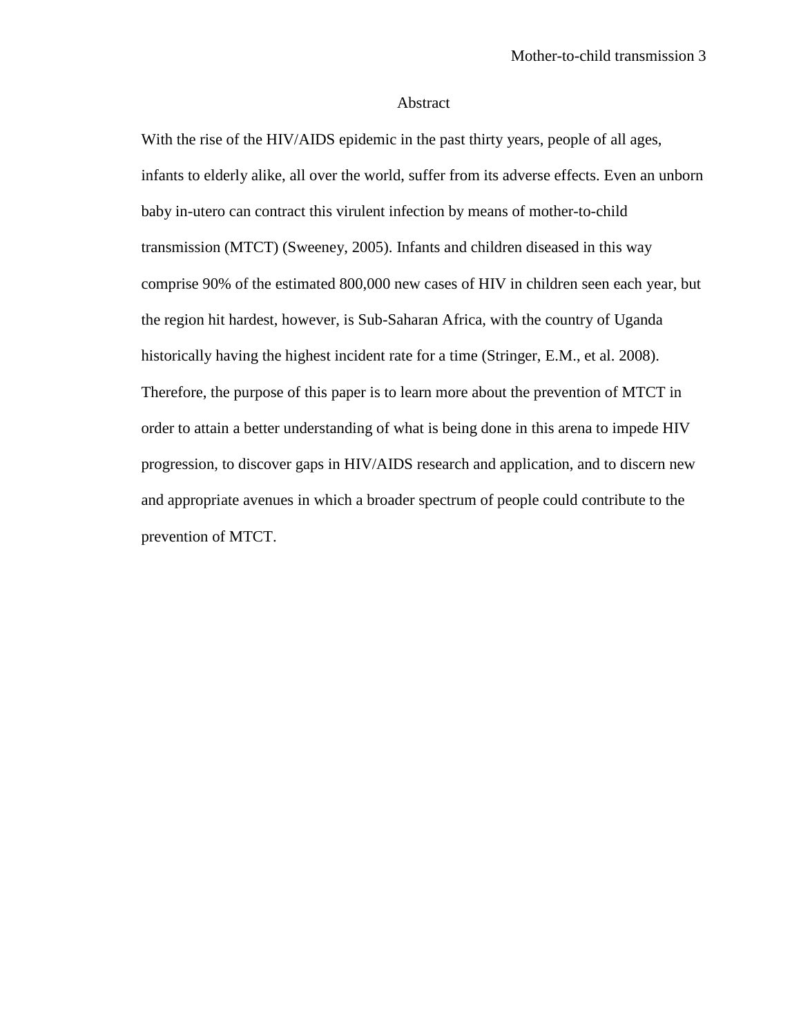# Abstract

With the rise of the HIV/AIDS epidemic in the past thirty years, people of all ages, infants to elderly alike, all over the world, suffer from its adverse effects. Even an unborn baby in-utero can contract this virulent infection by means of mother-to-child transmission (MTCT) (Sweeney, 2005). Infants and children diseased in this way comprise 90% of the estimated 800,000 new cases of HIV in children seen each year, but the region hit hardest, however, is Sub-Saharan Africa, with the country of Uganda historically having the highest incident rate for a time (Stringer, E.M., et al. 2008). Therefore, the purpose of this paper is to learn more about the prevention of MTCT in order to attain a better understanding of what is being done in this arena to impede HIV progression, to discover gaps in HIV/AIDS research and application, and to discern new and appropriate avenues in which a broader spectrum of people could contribute to the prevention of MTCT.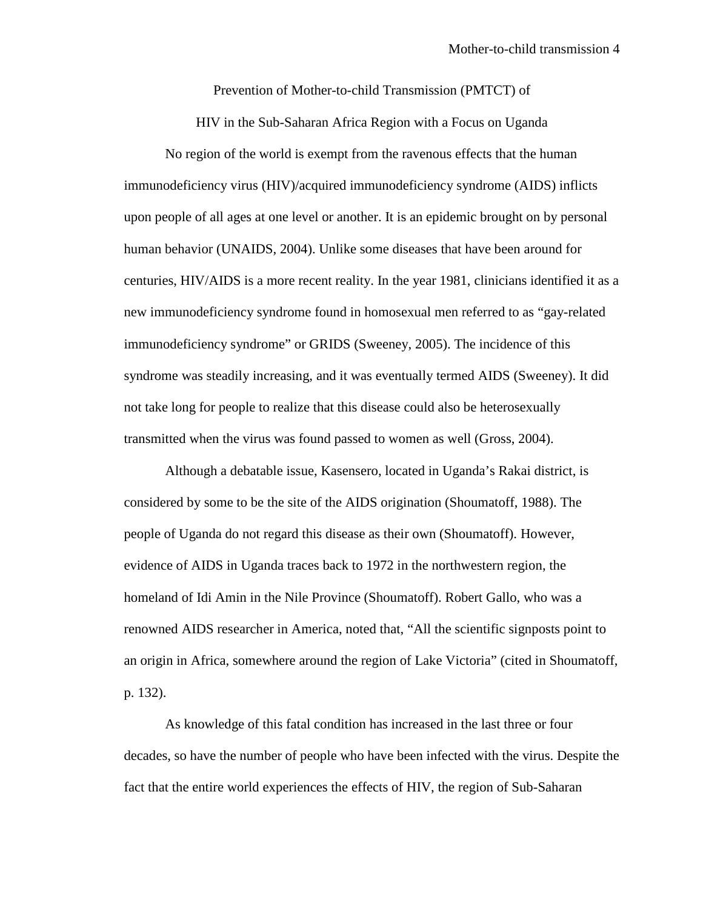# Prevention of Mother-to-child Transmission (PMTCT) of HIV in the Sub-Saharan Africa Region with a Focus on Uganda

No region of the world is exempt from the ravenous effects that the human immunodeficiency virus (HIV)/acquired immunodeficiency syndrome (AIDS) inflicts upon people of all ages at one level or another. It is an epidemic brought on by personal human behavior (UNAIDS, 2004). Unlike some diseases that have been around for centuries, HIV/AIDS is a more recent reality. In the year 1981, clinicians identified it as a new immunodeficiency syndrome found in homosexual men referred to as "gay-related immunodeficiency syndrome" or GRIDS (Sweeney, 2005). The incidence of this syndrome was steadily increasing, and it was eventually termed AIDS (Sweeney). It did not take long for people to realize that this disease could also be heterosexually transmitted when the virus was found passed to women as well (Gross, 2004).

Although a debatable issue, Kasensero, located in Uganda's Rakai district, is considered by some to be the site of the AIDS origination (Shoumatoff, 1988). The people of Uganda do not regard this disease as their own (Shoumatoff). However, evidence of AIDS in Uganda traces back to 1972 in the northwestern region, the homeland of Idi Amin in the Nile Province (Shoumatoff). Robert Gallo, who was a renowned AIDS researcher in America, noted that, "All the scientific signposts point to an origin in Africa, somewhere around the region of Lake Victoria" (cited in Shoumatoff, p. 132).

As knowledge of this fatal condition has increased in the last three or four decades, so have the number of people who have been infected with the virus. Despite the fact that the entire world experiences the effects of HIV, the region of Sub-Saharan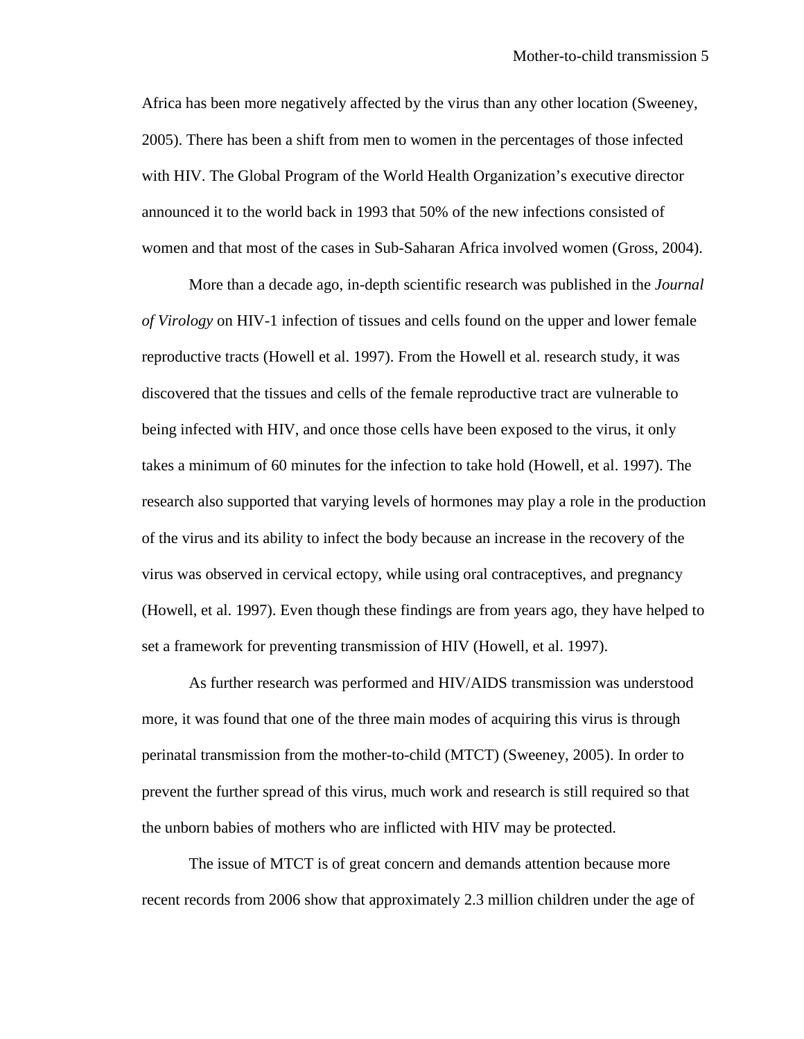Africa has been more negatively affected by the virus than any other location (Sweeney, 2005). There has been a shift from men to women in the percentages of those infected with HIV. The Global Program of the World Health Organization's executive director announced it to the world back in 1993 that 50% of the new infections consisted of women and that most of the cases in Sub-Saharan Africa involved women (Gross, 2004).

More than a decade ago, in-depth scientific research was published in the *Journal of Virology* on HIV-1 infection of tissues and cells found on the upper and lower female reproductive tracts (Howell et al. 1997). From the Howell et al. research study, it was discovered that the tissues and cells of the female reproductive tract are vulnerable to being infected with HIV, and once those cells have been exposed to the virus, it only takes a minimum of 60 minutes for the infection to take hold (Howell, et al. 1997). The research also supported that varying levels of hormones may play a role in the production of the virus and its ability to infect the body because an increase in the recovery of the virus was observed in cervical ectopy, while using oral contraceptives, and pregnancy (Howell, et al. 1997). Even though these findings are from years ago, they have helped to set a framework for preventing transmission of HIV (Howell, et al. 1997).

As further research was performed and HIV/AIDS transmission was understood more, it was found that one of the three main modes of acquiring this virus is through perinatal transmission from the mother-to-child (MTCT) (Sweeney, 2005). In order to prevent the further spread of this virus, much work and research is still required so that the unborn babies of mothers who are inflicted with HIV may be protected.

The issue of MTCT is of great concern and demands attention because more recent records from 2006 show that approximately 2.3 million children under the age of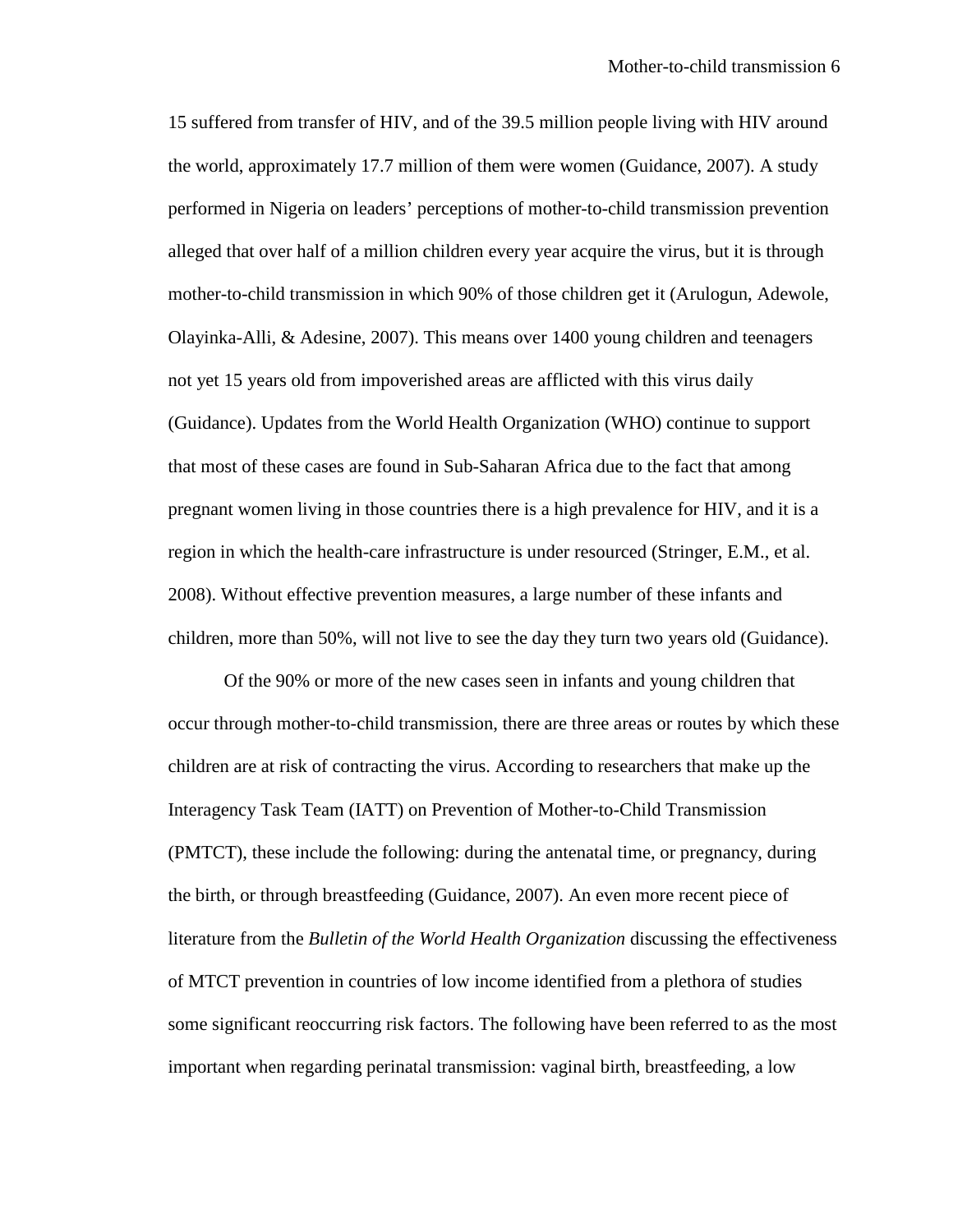15 suffered from transfer of HIV, and of the 39.5 million people living with HIV around the world, approximately 17.7 million of them were women (Guidance, 2007). A study performed in Nigeria on leaders' perceptions of mother-to-child transmission prevention alleged that over half of a million children every year acquire the virus, but it is through mother-to-child transmission in which 90% of those children get it (Arulogun, Adewole, Olayinka-Alli, & Adesine, 2007). This means over 1400 young children and teenagers not yet 15 years old from impoverished areas are afflicted with this virus daily (Guidance). Updates from the World Health Organization (WHO) continue to support that most of these cases are found in Sub-Saharan Africa due to the fact that among pregnant women living in those countries there is a high prevalence for HIV, and it is a region in which the health-care infrastructure is under resourced (Stringer, E.M., et al. 2008). Without effective prevention measures, a large number of these infants and children, more than 50%, will not live to see the day they turn two years old (Guidance).

Of the 90% or more of the new cases seen in infants and young children that occur through mother-to-child transmission, there are three areas or routes by which these children are at risk of contracting the virus. According to researchers that make up the Interagency Task Team (IATT) on Prevention of Mother-to-Child Transmission (PMTCT), these include the following: during the antenatal time, or pregnancy, during the birth, or through breastfeeding (Guidance, 2007). An even more recent piece of literature from the *Bulletin of the World Health Organization* discussing the effectiveness of MTCT prevention in countries of low income identified from a plethora of studies some significant reoccurring risk factors. The following have been referred to as the most important when regarding perinatal transmission: vaginal birth, breastfeeding, a low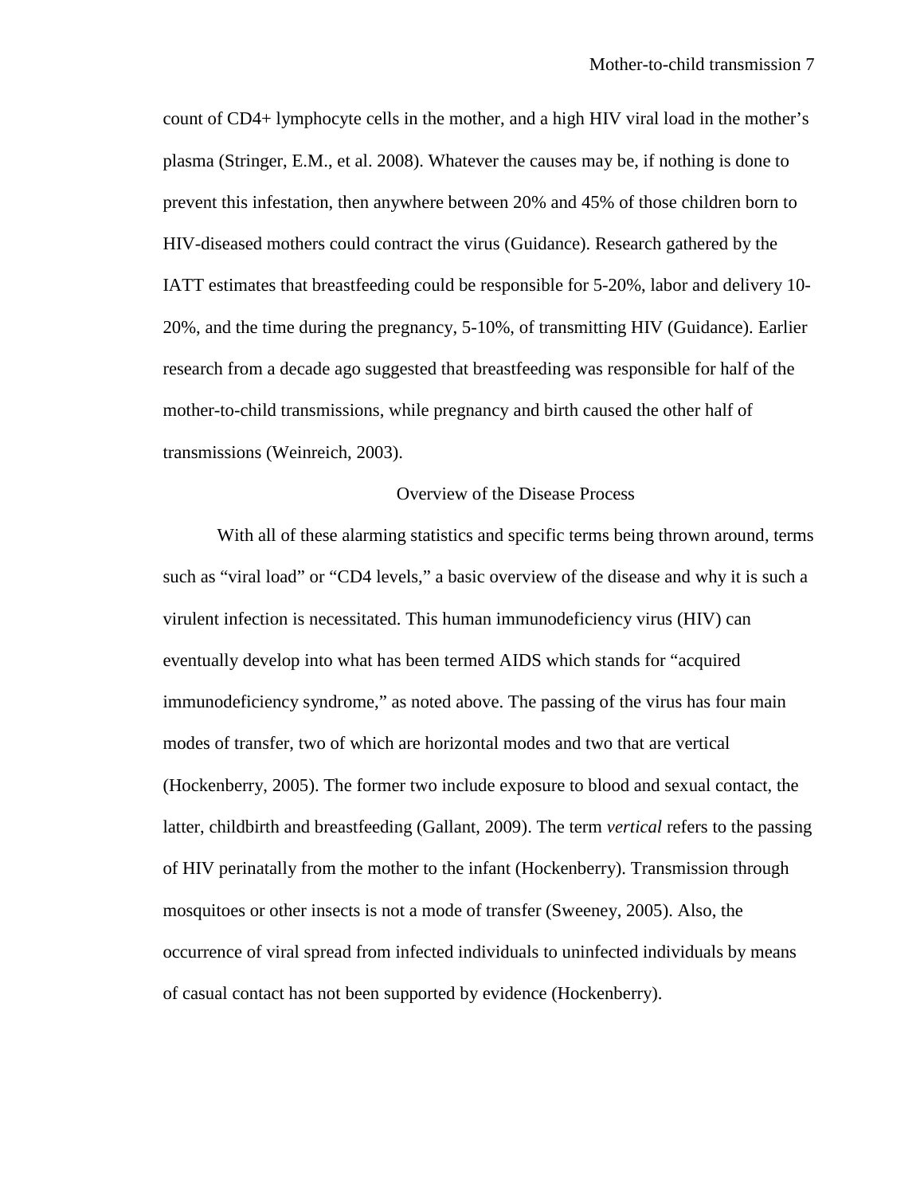count of CD4+ lymphocyte cells in the mother, and a high HIV viral load in the mother's plasma (Stringer, E.M., et al. 2008). Whatever the causes may be, if nothing is done to prevent this infestation, then anywhere between 20% and 45% of those children born to HIV-diseased mothers could contract the virus (Guidance). Research gathered by the IATT estimates that breastfeeding could be responsible for 5-20%, labor and delivery 10-20%, and the time during the pregnancy, 5-10%, of transmitting HIV (Guidance). Earlier research from a decade ago suggested that breastfeeding was responsible for half of the mother-to-child transmissions, while pregnancy and birth caused the other half of transmissions (Weinreich, 2003).

## Overview of the Disease Process

With all of these alarming statistics and specific terms being thrown around, terms such as "viral load" or "CD4 levels," a basic overview of the disease and why it is such a virulent infection is necessitated. This human immunodeficiency virus (HIV) can eventually develop into what has been termed AIDS which stands for "acquired immunodeficiency syndrome," as noted above. The passing of the virus has four main modes of transfer, two of which are horizontal modes and two that are vertical (Hockenberry, 2005). The former two include exposure to blood and sexual contact, the latter, childbirth and breastfeeding (Gallant, 2009). The term *vertical* refers to the passing of HIV perinatally from the mother to the infant (Hockenberry). Transmission through mosquitoes or other insects is not a mode of transfer (Sweeney, 2005). Also, the occurrence of viral spread from infected individuals to uninfected individuals by means of casual contact has not been supported by evidence (Hockenberry).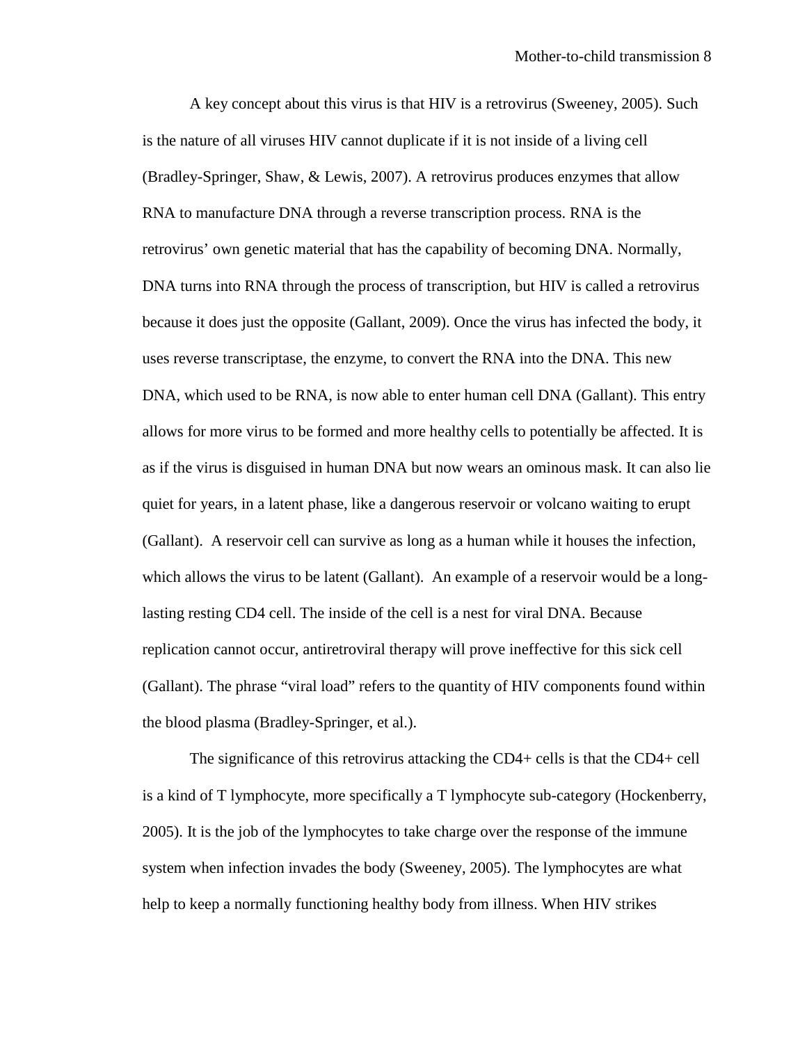A key concept about this virus is that HIV is a retrovirus (Sweeney, 2005). Such is the nature of all viruses HIV cannot duplicate if it is not inside of a living cell (Bradley-Springer, Shaw, & Lewis, 2007). A retrovirus produces enzymes that allow RNA to manufacture DNA through a reverse transcription process. RNA is the retrovirus' own genetic material that has the capability of becoming DNA. Normally, DNA turns into RNA through the process of transcription, but HIV is called a retrovirus because it does just the opposite (Gallant, 2009). Once the virus has infected the body, it uses reverse transcriptase, the enzyme, to convert the RNA into the DNA. This new DNA, which used to be RNA, is now able to enter human cell DNA (Gallant). This entry allows for more virus to be formed and more healthy cells to potentially be affected. It is as if the virus is disguised in human DNA but now wears an ominous mask. It can also lie quiet for years, in a latent phase, like a dangerous reservoir or volcano waiting to erupt (Gallant). A reservoir cell can survive as long as a human while it houses the infection, which allows the virus to be latent (Gallant). An example of a reservoir would be a long-lasting resting CD4 cell. The inside of the cell is a nest for viral DNA. Because replication cannot occur, antiretroviral therapy will prove ineffective for this sick cell (Gallant). The phrase "viral load" refers to the quantity of HIV components found within the blood plasma (Bradley-Springer, et al.).

The significance of this retrovirus attacking the CD4+ cells is that the CD4+ cell is a kind of T lymphocyte, more specifically a T lymphocyte sub-category (Hockenberry, 2005). It is the job of the lymphocytes to take charge over the response of the immune system when infection invades the body (Sweeney, 2005). The lymphocytes are what help to keep a normally functioning healthy body from illness. When HIV strikes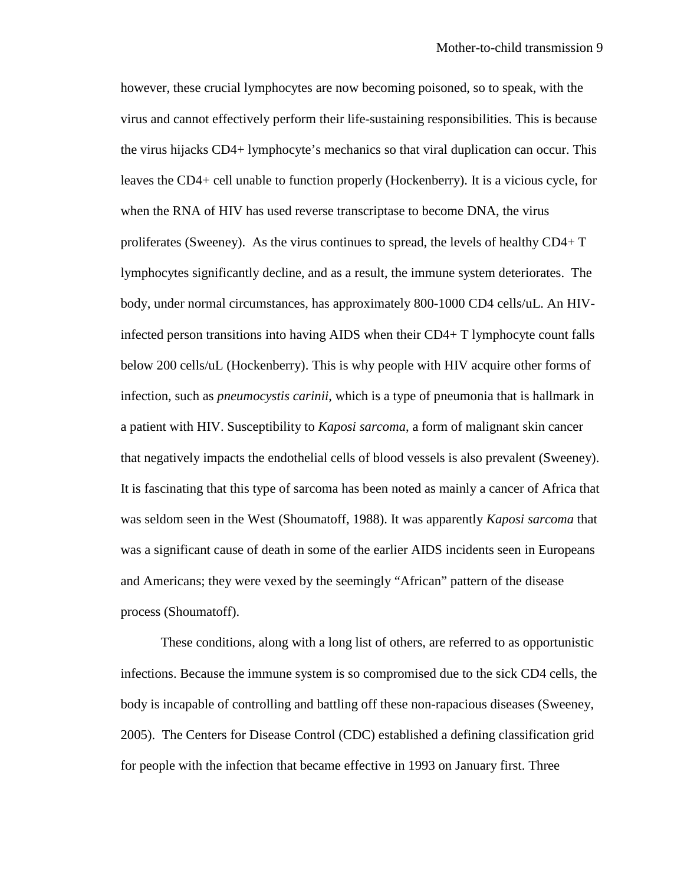however, these crucial lymphocytes are now becoming poisoned, so to speak, with the virus and cannot effectively perform their life-sustaining responsibilities. This is because the virus hijacks CD4+ lymphocyte's mechanics so that viral duplication can occur. This leaves the CD4+ cell unable to function properly (Hockenberry). It is a vicious cycle, for when the RNA of HIV has used reverse transcriptase to become DNA, the virus proliferates (Sweeney). As the virus continues to spread, the levels of healthy CD4+ T lymphocytes significantly decline, and as a result, the immune system deteriorates. The body, under normal circumstances, has approximately 800-1000 CD4 cells/uL. An HIV-infected person transitions into having AIDS when their CD4+ T lymphocyte count falls below 200 cells/uL (Hockenberry). This is why people with HIV acquire other forms of infection, such as *pneumocystis carinii*, which is a type of pneumonia that is hallmark in a patient with HIV. Susceptibility to *Kaposi sarcoma*, a form of malignant skin cancer that negatively impacts the endothelial cells of blood vessels is also prevalent (Sweeney). It is fascinating that this type of sarcoma has been noted as mainly a cancer of Africa that was seldom seen in the West (Shoumatoff, 1988). It was apparently *Kaposi sarcoma* that was a significant cause of death in some of the earlier AIDS incidents seen in Europeans and Americans; they were vexed by the seemingly "African" pattern of the disease process (Shoumatoff).

These conditions, along with a long list of others, are referred to as opportunistic infections. Because the immune system is so compromised due to the sick CD4 cells, the body is incapable of controlling and battling off these non-rapacious diseases (Sweeney, 2005). The Centers for Disease Control (CDC) established a defining classification grid for people with the infection that became effective in 1993 on January first. Three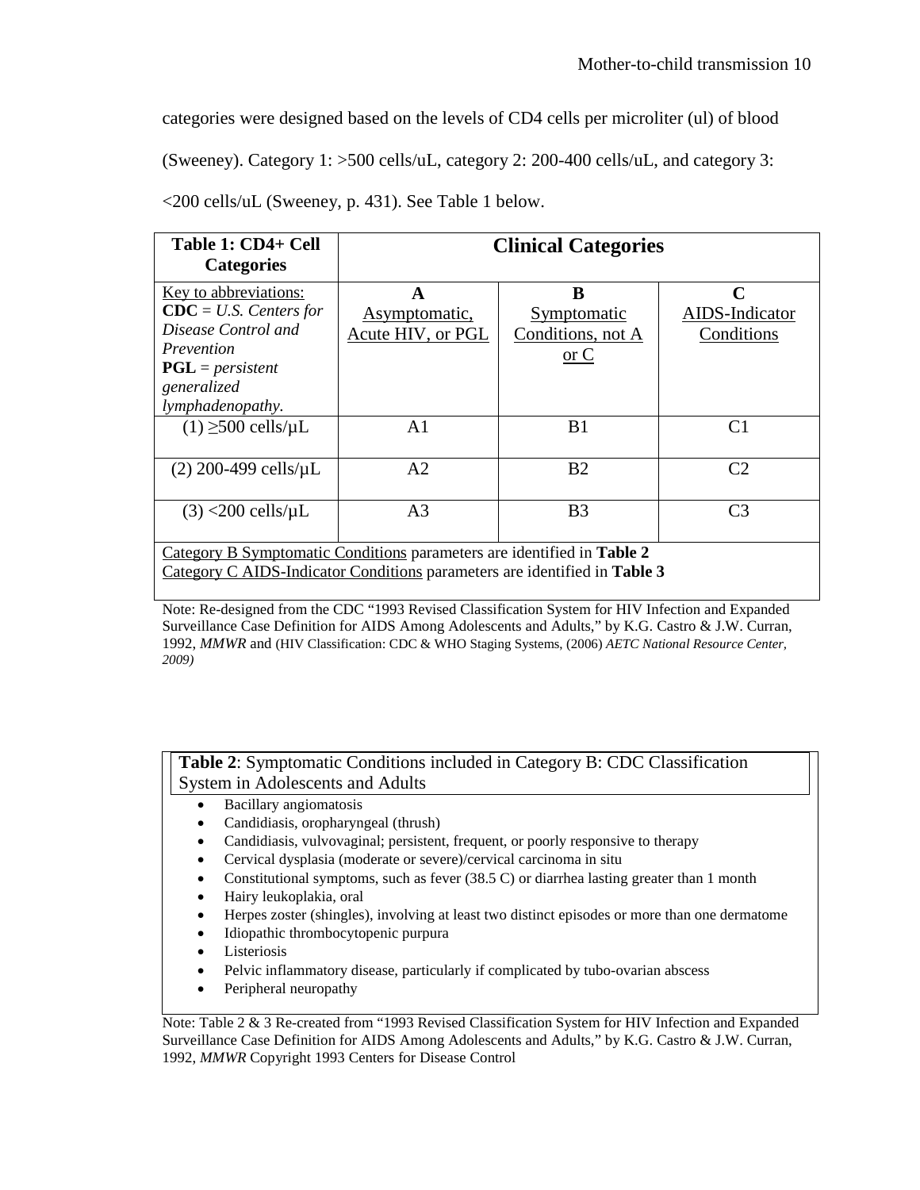categories were designed based on the levels of CD4 cells per microliter (ul) of blood (Sweeney). Category 1: >500 cells/uL, category 2: 200-400 cells/uL, and category 3: <200 cells/uL (Sweeney, p. 431). See Table 1 below.

| **Table 1: CD4+ Cell Categories** | **Clinical Categories** | | |
|---|---|---|---|
| Key to abbreviations: **CDC** = *U.S. Centers for Disease Control and Prevention* **PGL** = *persistent generalized lymphadenopathy.* | **A** Asymptomatic, Acute HIV, or PGL | **B** Symptomatic Conditions, not A or C | **C** AIDS-Indicator Conditions |
| (1) ≥500 cells/µL | A1 | B1 | C1 |
| (2) 200-499 cells/µL | A2 | B2 | C2 |
| (3) <200 cells/µL | A3 | B3 | C3 |
| Category B Symptomatic Conditions parameters are identified in **Table 2** Category C AIDS-Indicator Conditions parameters are identified in **Table 3** | | | |

Note: Re-designed from the CDC "1993 Revised Classification System for HIV Infection and Expanded Surveillance Case Definition for AIDS Among Adolescents and Adults," by K.G. Castro & J.W. Curran, 1992, *MMWR* and (HIV Classification: CDC & WHO Staging Systems, (2006) *AETC National Resource Center, 2009)*

**Table 2**: Symptomatic Conditions included in Category B: CDC Classification System in Adolescents and Adults

- Bacillary angiomatosis
- Candidiasis, oropharyngeal (thrush)
- Candidiasis, vulvovaginal; persistent, frequent, or poorly responsive to therapy
- Cervical dysplasia (moderate or severe)/cervical carcinoma in situ
- Constitutional symptoms, such as fever (38.5 C) or diarrhea lasting greater than 1 month
- Hairy leukoplakia, oral
- Herpes zoster (shingles), involving at least two distinct episodes or more than one dermatome
- Idiopathic thrombocytopenic purpura
- Listeriosis
- Pelvic inflammatory disease, particularly if complicated by tubo-ovarian abscess
- Peripheral neuropathy

Note: Table 2 & 3 Re-created from "1993 Revised Classification System for HIV Infection and Expanded Surveillance Case Definition for AIDS Among Adolescents and Adults," by K.G. Castro & J.W. Curran, 1992, *MMWR* Copyright 1993 Centers for Disease Control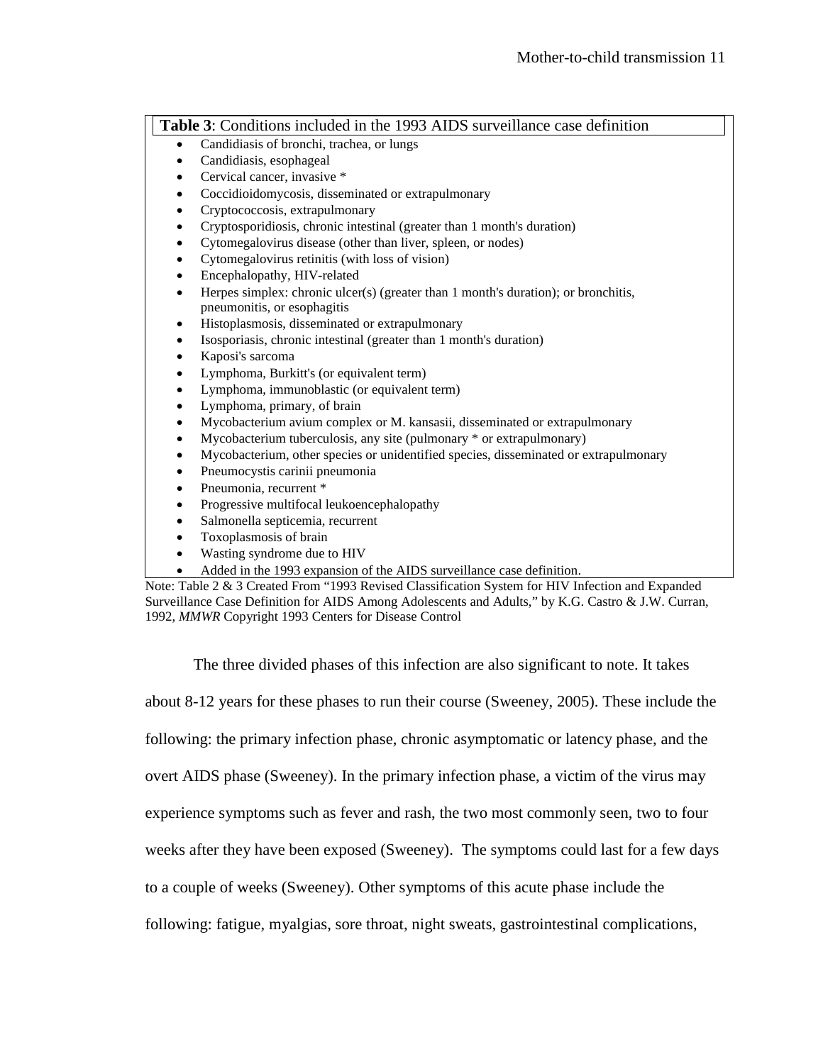**Table 3**: Conditions included in the 1993 AIDS surveillance case definition

- Candidiasis of bronchi, trachea, or lungs
- Candidiasis, esophageal
- Cervical cancer, invasive *
- Coccidioidomycosis, disseminated or extrapulmonary
- Cryptococcosis, extrapulmonary
- Cryptosporidiosis, chronic intestinal (greater than 1 month's duration)
- Cytomegalovirus disease (other than liver, spleen, or nodes)
- Cytomegalovirus retinitis (with loss of vision)
- Encephalopathy, HIV-related
- Herpes simplex: chronic ulcer(s) (greater than 1 month's duration); or bronchitis, pneumonitis, or esophagitis
- Histoplasmosis, disseminated or extrapulmonary
- Isosporiasis, chronic intestinal (greater than 1 month's duration)
- Kaposi's sarcoma
- Lymphoma, Burkitt's (or equivalent term)
- Lymphoma, immunoblastic (or equivalent term)
- Lymphoma, primary, of brain
- Mycobacterium avium complex or M. kansasii, disseminated or extrapulmonary
- Mycobacterium tuberculosis, any site (pulmonary * or extrapulmonary)
- Mycobacterium, other species or unidentified species, disseminated or extrapulmonary
- Pneumocystis carinii pneumonia
- Pneumonia, recurrent *
- Progressive multifocal leukoencephalopathy
- Salmonella septicemia, recurrent
- Toxoplasmosis of brain
- Wasting syndrome due to HIV
- Added in the 1993 expansion of the AIDS surveillance case definition.

Note: Table 2 & 3 Created From "1993 Revised Classification System for HIV Infection and Expanded Surveillance Case Definition for AIDS Among Adolescents and Adults," by K.G. Castro & J.W. Curran, 1992, *MMWR* Copyright 1993 Centers for Disease Control

The three divided phases of this infection are also significant to note. It takes about 8-12 years for these phases to run their course (Sweeney, 2005). These include the following: the primary infection phase, chronic asymptomatic or latency phase, and the overt AIDS phase (Sweeney). In the primary infection phase, a victim of the virus may experience symptoms such as fever and rash, the two most commonly seen, two to four weeks after they have been exposed (Sweeney). The symptoms could last for a few days to a couple of weeks (Sweeney). Other symptoms of this acute phase include the following: fatigue, myalgias, sore throat, night sweats, gastrointestinal complications,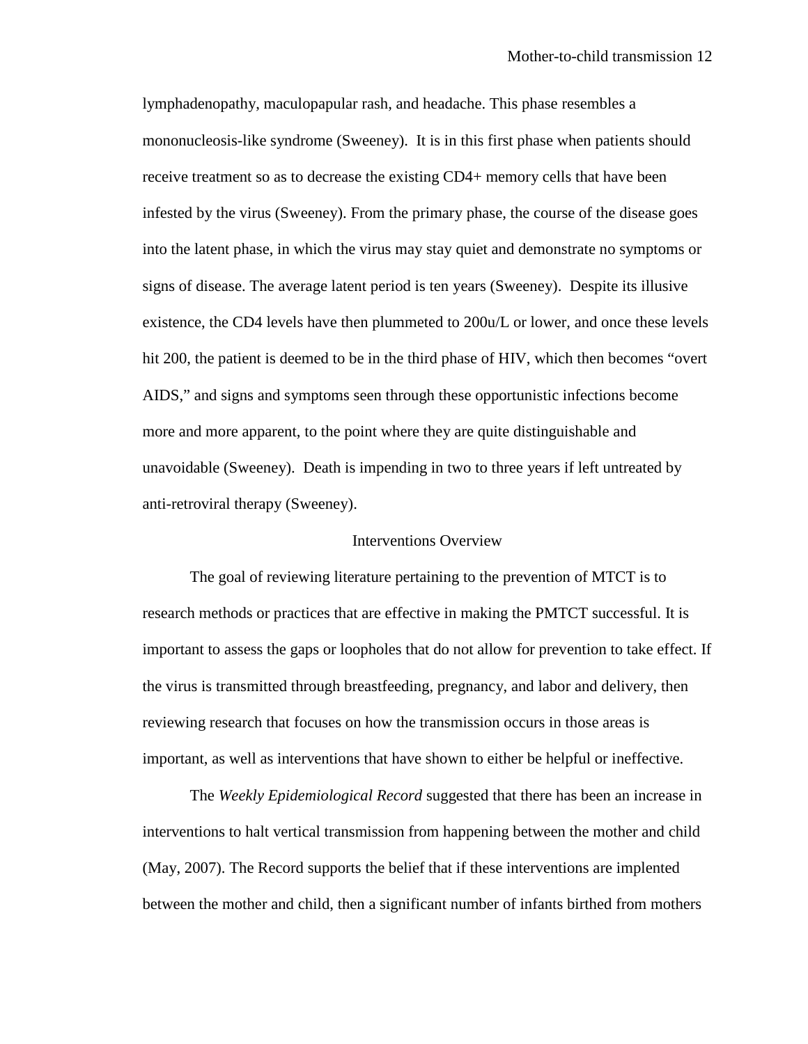lymphadenopathy, maculopapular rash, and headache. This phase resembles a mononucleosis-like syndrome (Sweeney). It is in this first phase when patients should receive treatment so as to decrease the existing CD4+ memory cells that have been infested by the virus (Sweeney). From the primary phase, the course of the disease goes into the latent phase, in which the virus may stay quiet and demonstrate no symptoms or signs of disease. The average latent period is ten years (Sweeney). Despite its illusive existence, the CD4 levels have then plummeted to 200u/L or lower, and once these levels hit 200, the patient is deemed to be in the third phase of HIV, which then becomes "overt AIDS," and signs and symptoms seen through these opportunistic infections become more and more apparent, to the point where they are quite distinguishable and unavoidable (Sweeney). Death is impending in two to three years if left untreated by anti-retroviral therapy (Sweeney).

## Interventions Overview

The goal of reviewing literature pertaining to the prevention of MTCT is to research methods or practices that are effective in making the PMTCT successful. It is important to assess the gaps or loopholes that do not allow for prevention to take effect. If the virus is transmitted through breastfeeding, pregnancy, and labor and delivery, then reviewing research that focuses on how the transmission occurs in those areas is important, as well as interventions that have shown to either be helpful or ineffective.

The *Weekly Epidemiological Record* suggested that there has been an increase in interventions to halt vertical transmission from happening between the mother and child (May, 2007). The Record supports the belief that if these interventions are implented between the mother and child, then a significant number of infants birthed from mothers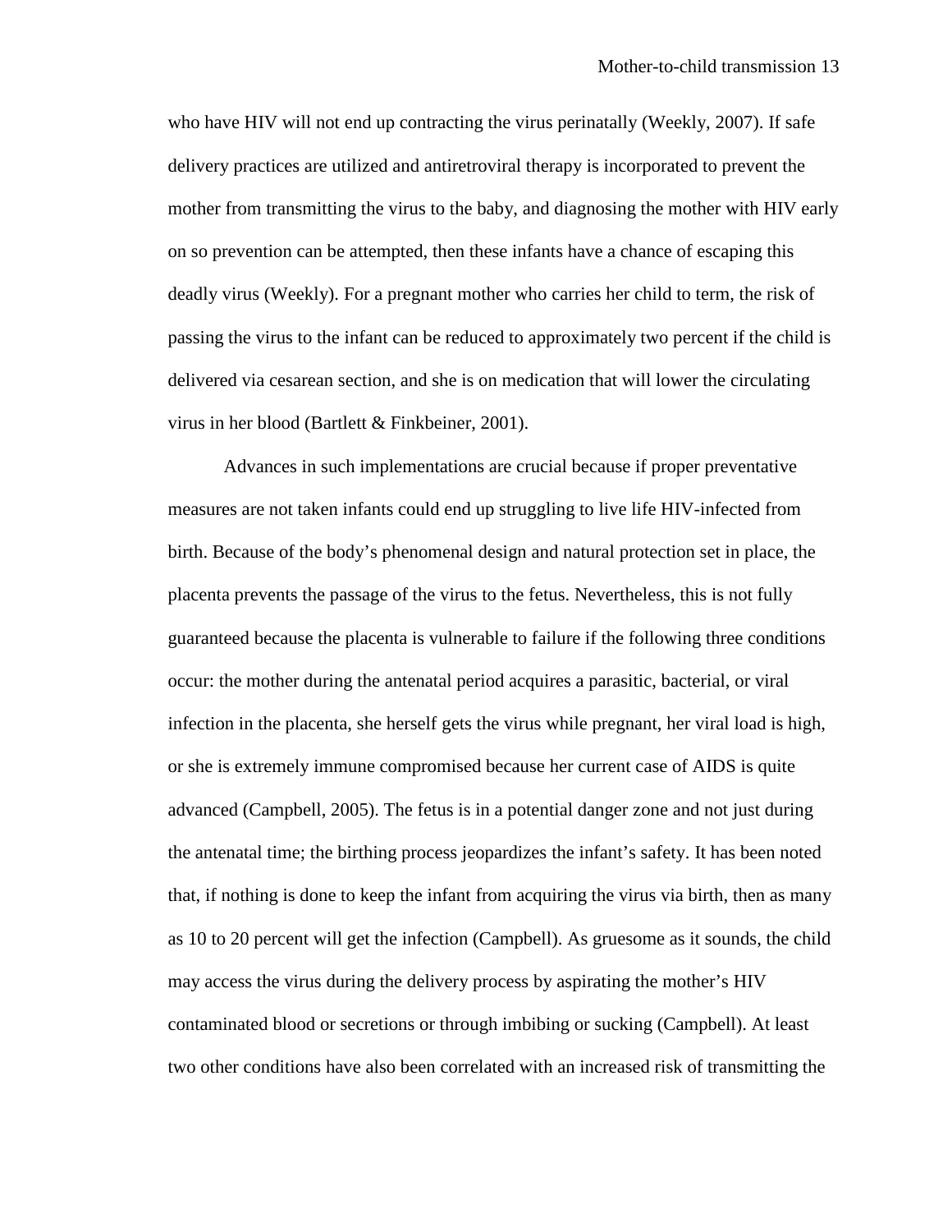who have HIV will not end up contracting the virus perinatally (Weekly, 2007). If safe delivery practices are utilized and antiretroviral therapy is incorporated to prevent the mother from transmitting the virus to the baby, and diagnosing the mother with HIV early on so prevention can be attempted, then these infants have a chance of escaping this deadly virus (Weekly). For a pregnant mother who carries her child to term, the risk of passing the virus to the infant can be reduced to approximately two percent if the child is delivered via cesarean section, and she is on medication that will lower the circulating virus in her blood (Bartlett & Finkbeiner, 2001).

Advances in such implementations are crucial because if proper preventative measures are not taken infants could end up struggling to live life HIV-infected from birth. Because of the body's phenomenal design and natural protection set in place, the placenta prevents the passage of the virus to the fetus. Nevertheless, this is not fully guaranteed because the placenta is vulnerable to failure if the following three conditions occur: the mother during the antenatal period acquires a parasitic, bacterial, or viral infection in the placenta, she herself gets the virus while pregnant, her viral load is high, or she is extremely immune compromised because her current case of AIDS is quite advanced (Campbell, 2005). The fetus is in a potential danger zone and not just during the antenatal time; the birthing process jeopardizes the infant's safety. It has been noted that, if nothing is done to keep the infant from acquiring the virus via birth, then as many as 10 to 20 percent will get the infection (Campbell). As gruesome as it sounds, the child may access the virus during the delivery process by aspirating the mother's HIV contaminated blood or secretions or through imbibing or sucking (Campbell). At least two other conditions have also been correlated with an increased risk of transmitting the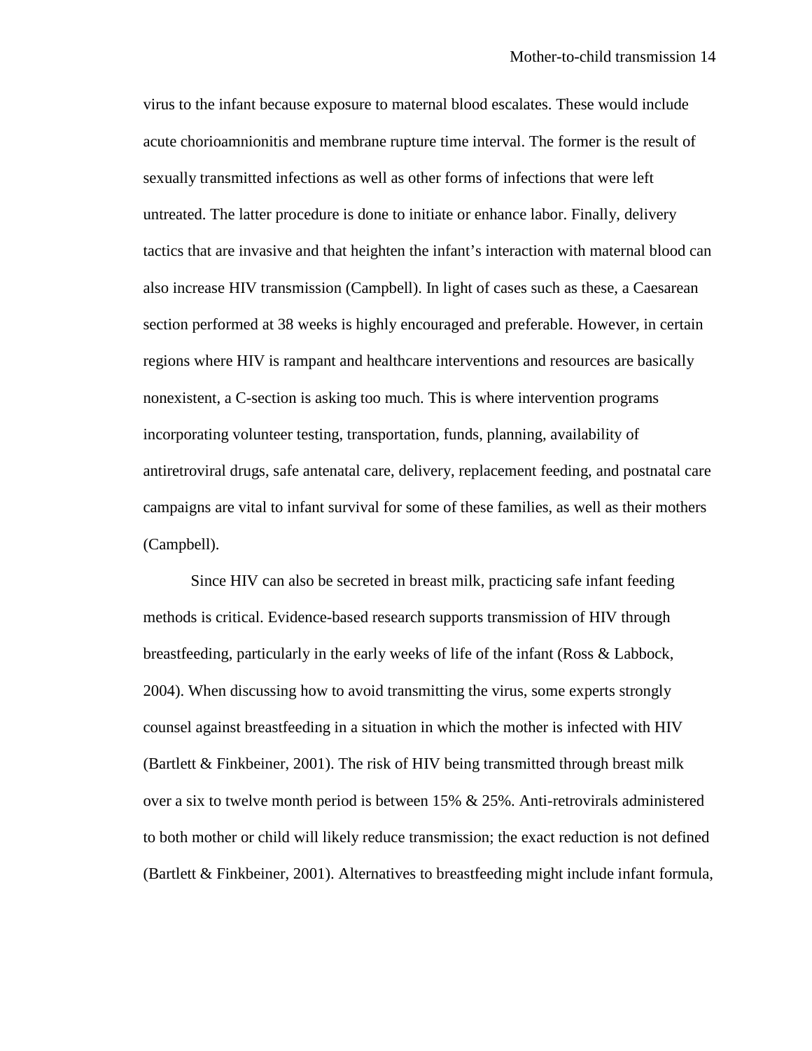virus to the infant because exposure to maternal blood escalates. These would include acute chorioamnionitis and membrane rupture time interval. The former is the result of sexually transmitted infections as well as other forms of infections that were left untreated. The latter procedure is done to initiate or enhance labor. Finally, delivery tactics that are invasive and that heighten the infant's interaction with maternal blood can also increase HIV transmission (Campbell). In light of cases such as these, a Caesarean section performed at 38 weeks is highly encouraged and preferable. However, in certain regions where HIV is rampant and healthcare interventions and resources are basically nonexistent, a C-section is asking too much. This is where intervention programs incorporating volunteer testing, transportation, funds, planning, availability of antiretroviral drugs, safe antenatal care, delivery, replacement feeding, and postnatal care campaigns are vital to infant survival for some of these families, as well as their mothers (Campbell).

Since HIV can also be secreted in breast milk, practicing safe infant feeding methods is critical. Evidence-based research supports transmission of HIV through breastfeeding, particularly in the early weeks of life of the infant (Ross & Labbock, 2004). When discussing how to avoid transmitting the virus, some experts strongly counsel against breastfeeding in a situation in which the mother is infected with HIV (Bartlett & Finkbeiner, 2001). The risk of HIV being transmitted through breast milk over a six to twelve month period is between 15% & 25%. Anti-retrovirals administered to both mother or child will likely reduce transmission; the exact reduction is not defined (Bartlett & Finkbeiner, 2001). Alternatives to breastfeeding might include infant formula,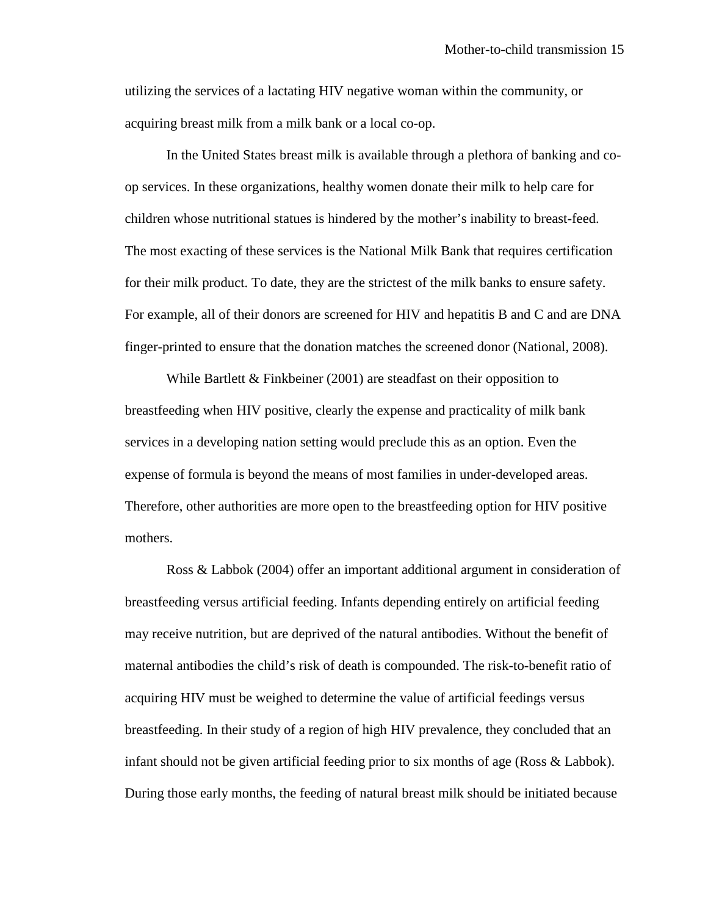utilizing the services of a lactating HIV negative woman within the community, or acquiring breast milk from a milk bank or a local co-op.

In the United States breast milk is available through a plethora of banking and co-op services. In these organizations, healthy women donate their milk to help care for children whose nutritional statues is hindered by the mother's inability to breast-feed. The most exacting of these services is the National Milk Bank that requires certification for their milk product. To date, they are the strictest of the milk banks to ensure safety. For example, all of their donors are screened for HIV and hepatitis B and C and are DNA finger-printed to ensure that the donation matches the screened donor (National, 2008).

While Bartlett & Finkbeiner (2001) are steadfast on their opposition to breastfeeding when HIV positive, clearly the expense and practicality of milk bank services in a developing nation setting would preclude this as an option. Even the expense of formula is beyond the means of most families in under-developed areas. Therefore, other authorities are more open to the breastfeeding option for HIV positive mothers.

Ross & Labbok (2004) offer an important additional argument in consideration of breastfeeding versus artificial feeding. Infants depending entirely on artificial feeding may receive nutrition, but are deprived of the natural antibodies. Without the benefit of maternal antibodies the child's risk of death is compounded. The risk-to-benefit ratio of acquiring HIV must be weighed to determine the value of artificial feedings versus breastfeeding. In their study of a region of high HIV prevalence, they concluded that an infant should not be given artificial feeding prior to six months of age (Ross & Labbok). During those early months, the feeding of natural breast milk should be initiated because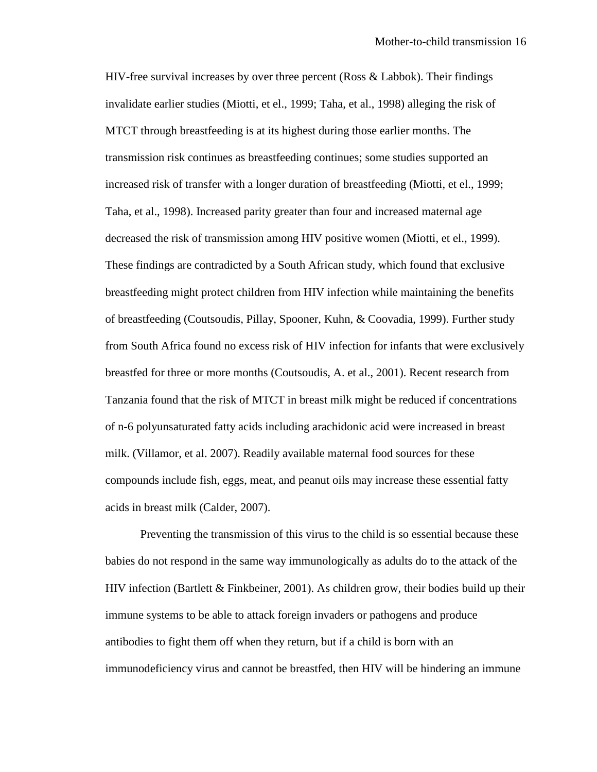HIV-free survival increases by over three percent (Ross & Labbok). Their findings invalidate earlier studies (Miotti, et el., 1999; Taha, et al., 1998) alleging the risk of MTCT through breastfeeding is at its highest during those earlier months. The transmission risk continues as breastfeeding continues; some studies supported an increased risk of transfer with a longer duration of breastfeeding (Miotti, et el., 1999; Taha, et al., 1998). Increased parity greater than four and increased maternal age decreased the risk of transmission among HIV positive women (Miotti, et el., 1999). These findings are contradicted by a South African study, which found that exclusive breastfeeding might protect children from HIV infection while maintaining the benefits of breastfeeding (Coutsoudis, Pillay, Spooner, Kuhn, & Coovadia, 1999). Further study from South Africa found no excess risk of HIV infection for infants that were exclusively breastfed for three or more months (Coutsoudis, A. et al., 2001). Recent research from Tanzania found that the risk of MTCT in breast milk might be reduced if concentrations of n-6 polyunsaturated fatty acids including arachidonic acid were increased in breast milk. (Villamor, et al. 2007). Readily available maternal food sources for these compounds include fish, eggs, meat, and peanut oils may increase these essential fatty acids in breast milk (Calder, 2007).

Preventing the transmission of this virus to the child is so essential because these babies do not respond in the same way immunologically as adults do to the attack of the HIV infection (Bartlett & Finkbeiner, 2001). As children grow, their bodies build up their immune systems to be able to attack foreign invaders or pathogens and produce antibodies to fight them off when they return, but if a child is born with an immunodeficiency virus and cannot be breastfed, then HIV will be hindering an immune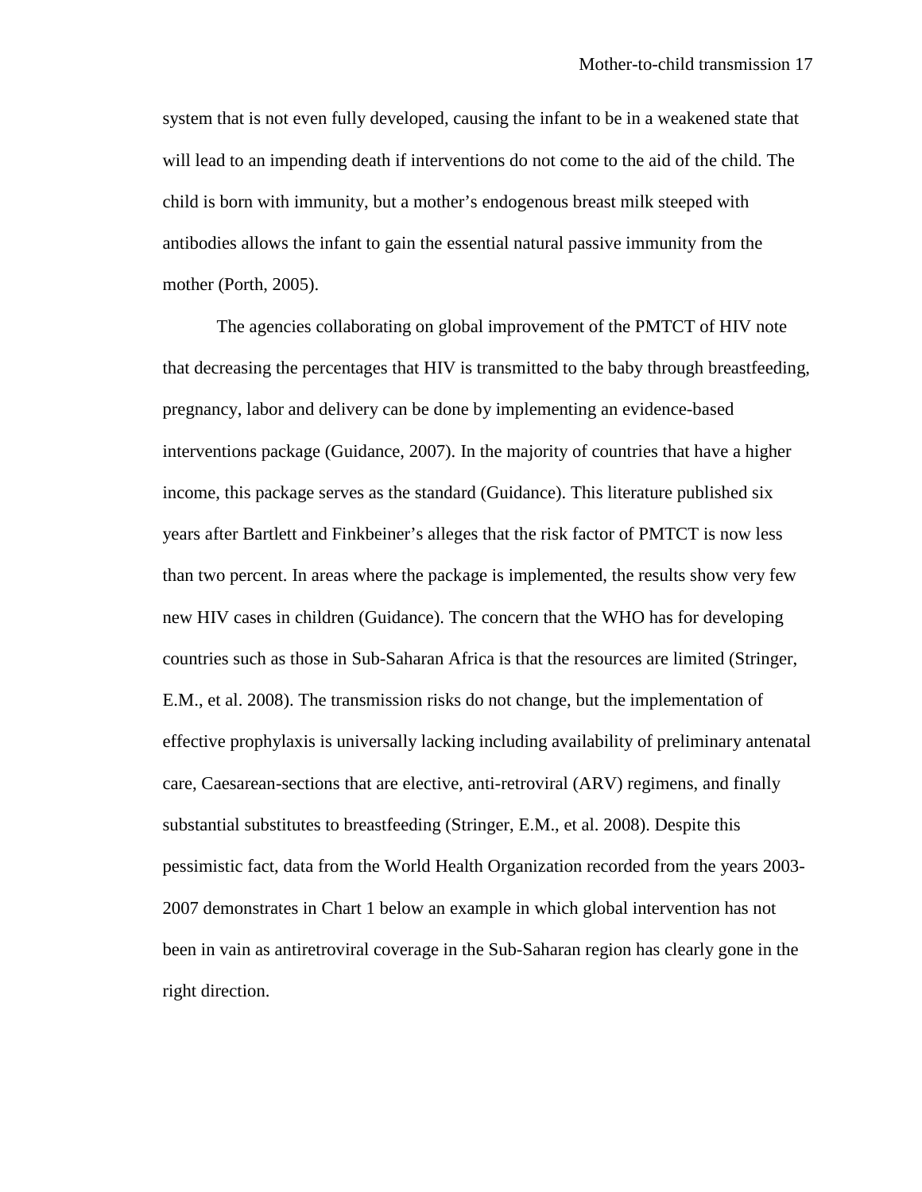system that is not even fully developed, causing the infant to be in a weakened state that will lead to an impending death if interventions do not come to the aid of the child. The child is born with immunity, but a mother's endogenous breast milk steeped with antibodies allows the infant to gain the essential natural passive immunity from the mother (Porth, 2005).

The agencies collaborating on global improvement of the PMTCT of HIV note that decreasing the percentages that HIV is transmitted to the baby through breastfeeding, pregnancy, labor and delivery can be done by implementing an evidence-based interventions package (Guidance, 2007). In the majority of countries that have a higher income, this package serves as the standard (Guidance). This literature published six years after Bartlett and Finkbeiner's alleges that the risk factor of PMTCT is now less than two percent. In areas where the package is implemented, the results show very few new HIV cases in children (Guidance). The concern that the WHO has for developing countries such as those in Sub-Saharan Africa is that the resources are limited (Stringer, E.M., et al. 2008). The transmission risks do not change, but the implementation of effective prophylaxis is universally lacking including availability of preliminary antenatal care, Caesarean-sections that are elective, anti-retroviral (ARV) regimens, and finally substantial substitutes to breastfeeding (Stringer, E.M., et al. 2008). Despite this pessimistic fact, data from the World Health Organization recorded from the years 2003-2007 demonstrates in Chart 1 below an example in which global intervention has not been in vain as antiretroviral coverage in the Sub-Saharan region has clearly gone in the right direction.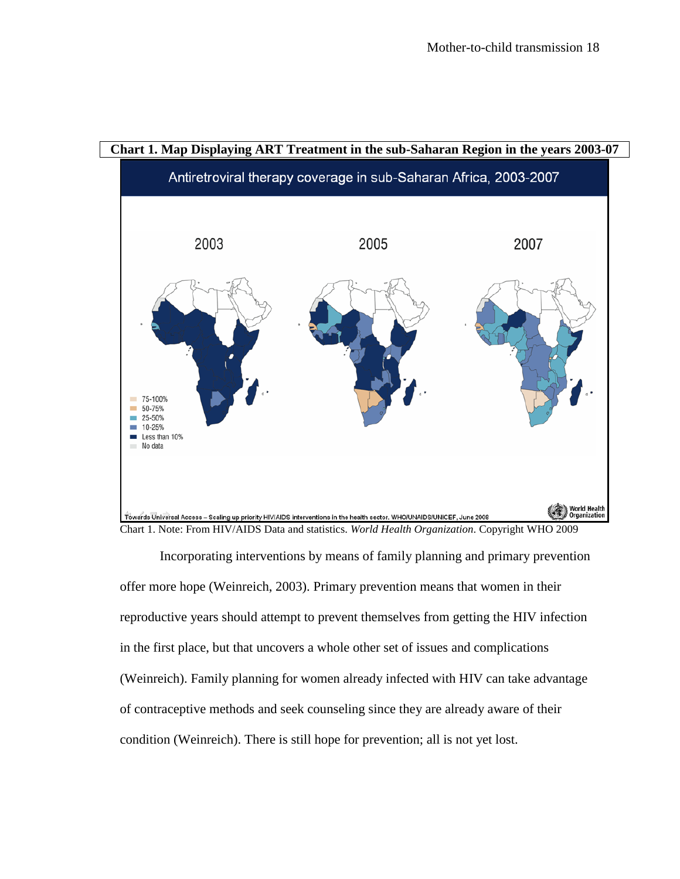**Chart 1. Map Displaying ART Treatment in the sub-Saharan Region in the years 2003-07**

Chart 1. Note: From HIV/AIDS Data and statistics. *World Health Organization*. Copyright WHO 2009

Incorporating interventions by means of family planning and primary prevention offer more hope (Weinreich, 2003). Primary prevention means that women in their reproductive years should attempt to prevent themselves from getting the HIV infection in the first place, but that uncovers a whole other set of issues and complications (Weinreich). Family planning for women already infected with HIV can take advantage of contraceptive methods and seek counseling since they are already aware of their condition (Weinreich). There is still hope for prevention; all is not yet lost.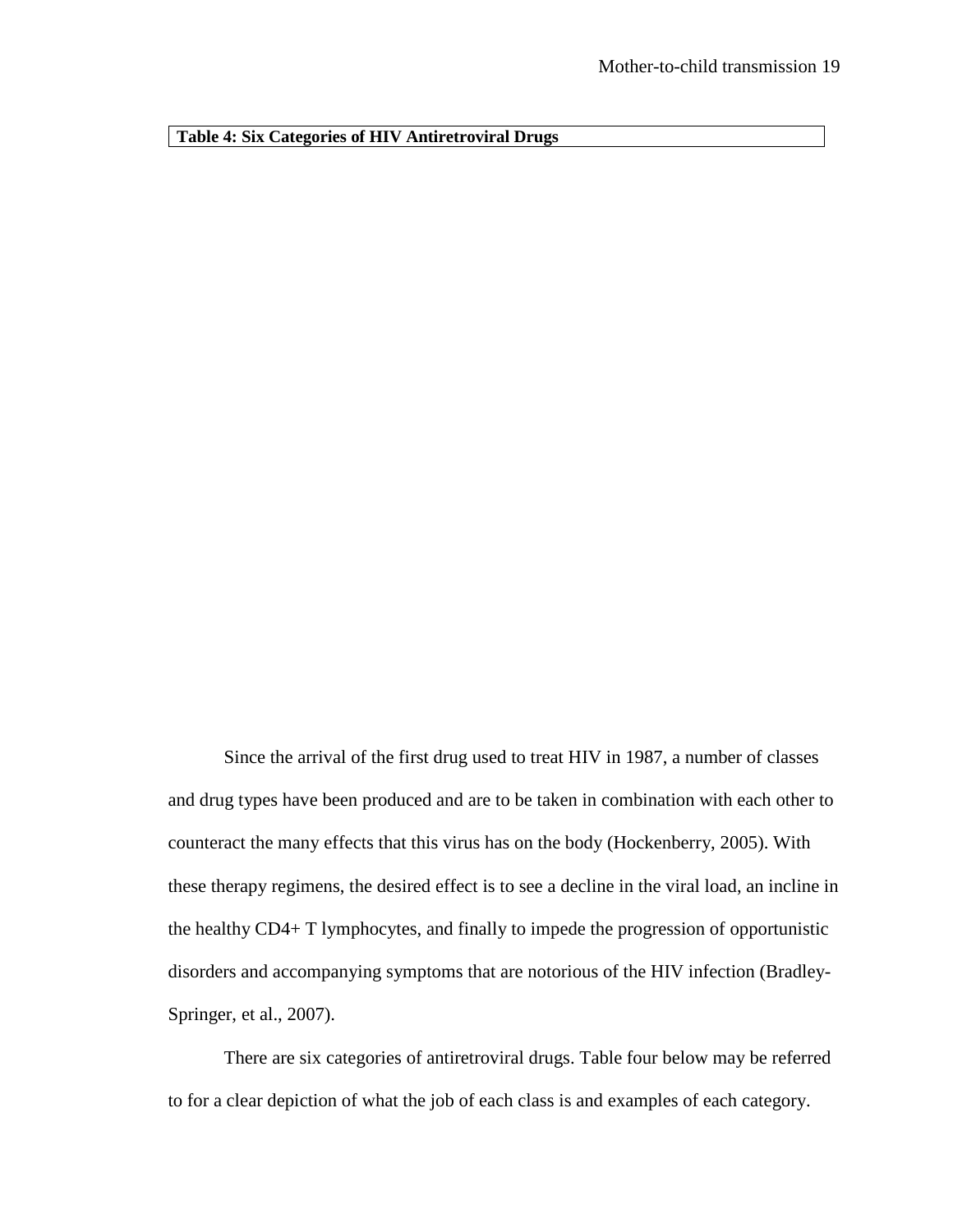**Table 4: Six Categories of HIV Antiretroviral Drugs**

Since the arrival of the first drug used to treat HIV in 1987, a number of classes and drug types have been produced and are to be taken in combination with each other to counteract the many effects that this virus has on the body (Hockenberry, 2005). With these therapy regimens, the desired effect is to see a decline in the viral load, an incline in the healthy CD4+ T lymphocytes, and finally to impede the progression of opportunistic disorders and accompanying symptoms that are notorious of the HIV infection (Bradley-Springer, et al., 2007).

There are six categories of antiretroviral drugs. Table four below may be referred to for a clear depiction of what the job of each class is and examples of each category.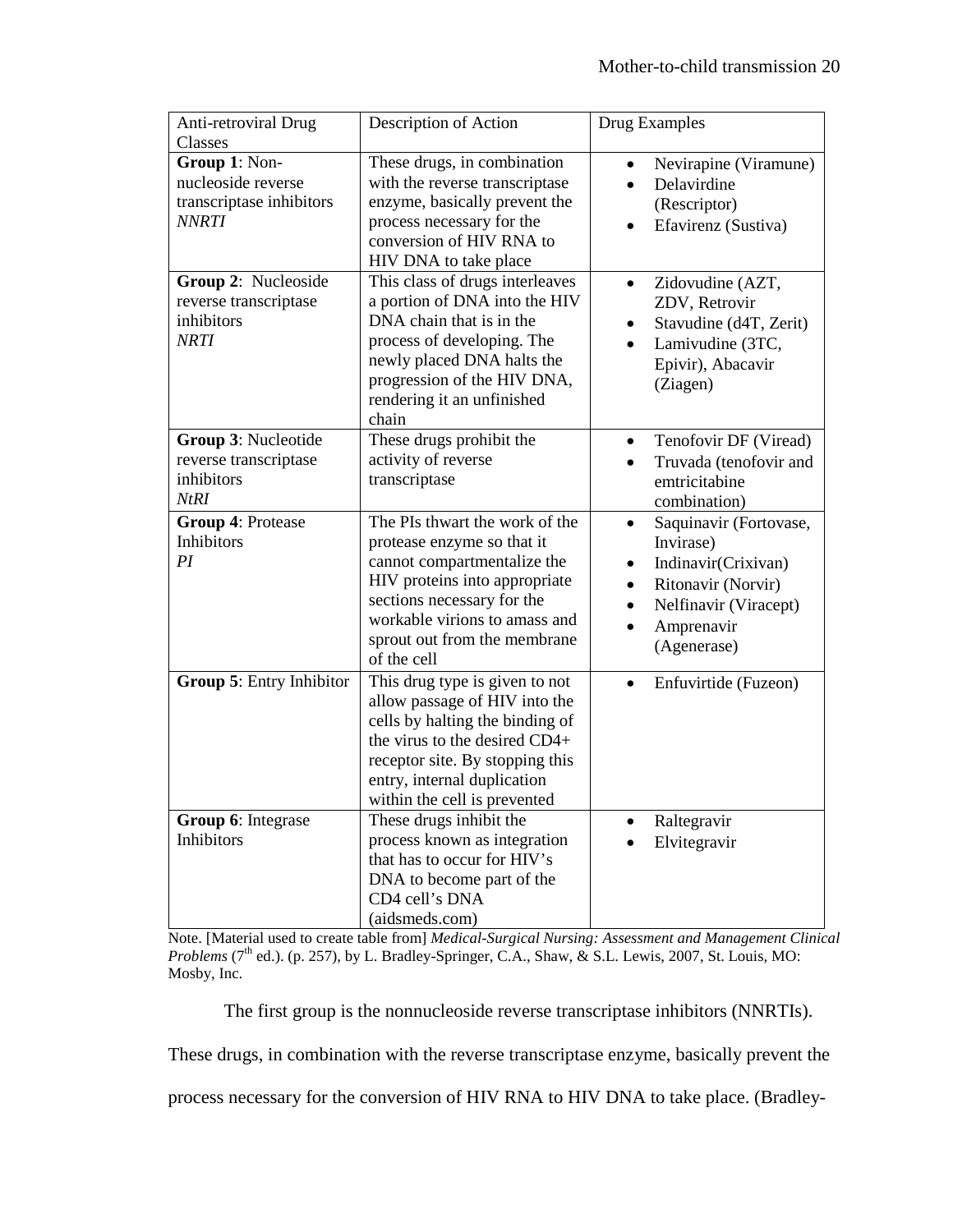| Anti-retroviral Drug Classes | Description of Action | Drug Examples |
|---|---|---|
| **Group 1**: Non-nucleoside reverse transcriptase inhibitors *NNRTI* | These drugs, in combination with the reverse transcriptase enzyme, basically prevent the process necessary for the conversion of HIV RNA to HIV DNA to take place | • Nevirapine (Viramune)<br>• Delavirdine (Rescriptor)<br>• Efavirenz (Sustiva) |
| **Group 2**: Nucleoside reverse transcriptase inhibitors *NRTI* | This class of drugs interleaves a portion of DNA into the HIV DNA chain that is in the process of developing. The newly placed DNA halts the progression of the HIV DNA, rendering it an unfinished chain | • Zidovudine (AZT, ZDV, Retrovir<br>• Stavudine (d4T, Zerit)<br>• Lamivudine (3TC, Epivir), Abacavir (Ziagen) |
| **Group 3**: Nucleotide reverse transcriptase inhibitors *NtRI* | These drugs prohibit the activity of reverse transcriptase | • Tenofovir DF (Viread)<br>• Truvada (tenofovir and emtricitabine combination) |
| **Group 4**: Protease Inhibitors *PI* | The PIs thwart the work of the protease enzyme so that it cannot compartmentalize the HIV proteins into appropriate sections necessary for the workable virions to amass and sprout out from the membrane of the cell | • Saquinavir (Fortovase, Invirase)<br>• Indinavir(Crixivan)<br>• Ritonavir (Norvir)<br>• Nelfinavir (Viracept)<br>• Amprenavir (Agenerase) |
| **Group 5**: Entry Inhibitor | This drug type is given to not allow passage of HIV into the cells by halting the binding of the virus to the desired CD4+ receptor site. By stopping this entry, internal duplication within the cell is prevented | • Enfuvirtide (Fuzeon) |
| **Group 6**: Integrase Inhibitors | These drugs inhibit the process known as integration that has to occur for HIV's DNA to become part of the CD4 cell's DNA (aidsmeds.com) | • Raltegravir<br>• Elvitegravir |

Note. [Material used to create table from] *Medical-Surgical Nursing: Assessment and Management Clinical Problems* (7th ed.). (p. 257), by L. Bradley-Springer, C.A., Shaw, & S.L. Lewis, 2007, St. Louis, MO: Mosby, Inc.

The first group is the nonnucleoside reverse transcriptase inhibitors (NNRTIs). These drugs, in combination with the reverse transcriptase enzyme, basically prevent the process necessary for the conversion of HIV RNA to HIV DNA to take place. (Bradley-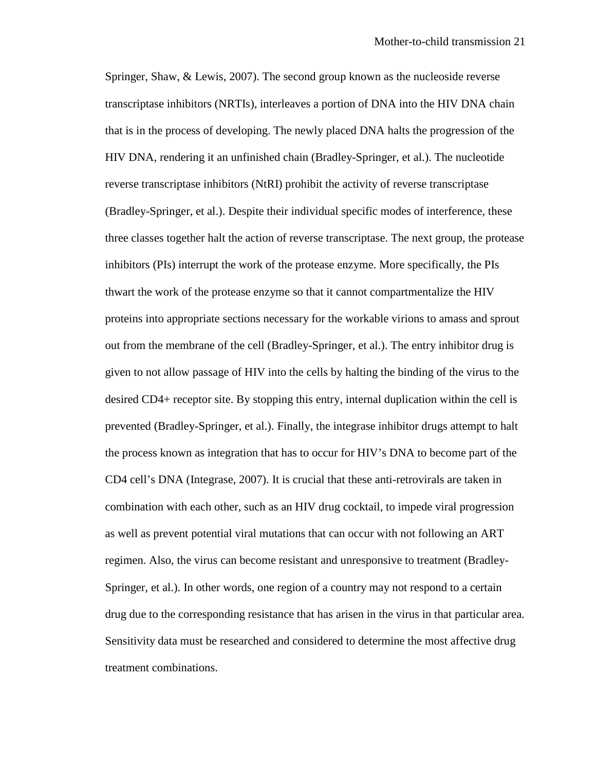Springer, Shaw, & Lewis, 2007). The second group known as the nucleoside reverse transcriptase inhibitors (NRTIs), interleaves a portion of DNA into the HIV DNA chain that is in the process of developing. The newly placed DNA halts the progression of the HIV DNA, rendering it an unfinished chain (Bradley-Springer, et al.). The nucleotide reverse transcriptase inhibitors (NtRI) prohibit the activity of reverse transcriptase (Bradley-Springer, et al.). Despite their individual specific modes of interference, these three classes together halt the action of reverse transcriptase. The next group, the protease inhibitors (PIs) interrupt the work of the protease enzyme. More specifically, the PIs thwart the work of the protease enzyme so that it cannot compartmentalize the HIV proteins into appropriate sections necessary for the workable virions to amass and sprout out from the membrane of the cell (Bradley-Springer, et al.). The entry inhibitor drug is given to not allow passage of HIV into the cells by halting the binding of the virus to the desired CD4+ receptor site. By stopping this entry, internal duplication within the cell is prevented (Bradley-Springer, et al.). Finally, the integrase inhibitor drugs attempt to halt the process known as integration that has to occur for HIV's DNA to become part of the CD4 cell's DNA (Integrase, 2007). It is crucial that these anti-retrovirals are taken in combination with each other, such as an HIV drug cocktail, to impede viral progression as well as prevent potential viral mutations that can occur with not following an ART regimen. Also, the virus can become resistant and unresponsive to treatment (Bradley-Springer, et al.). In other words, one region of a country may not respond to a certain drug due to the corresponding resistance that has arisen in the virus in that particular area. Sensitivity data must be researched and considered to determine the most affective drug treatment combinations.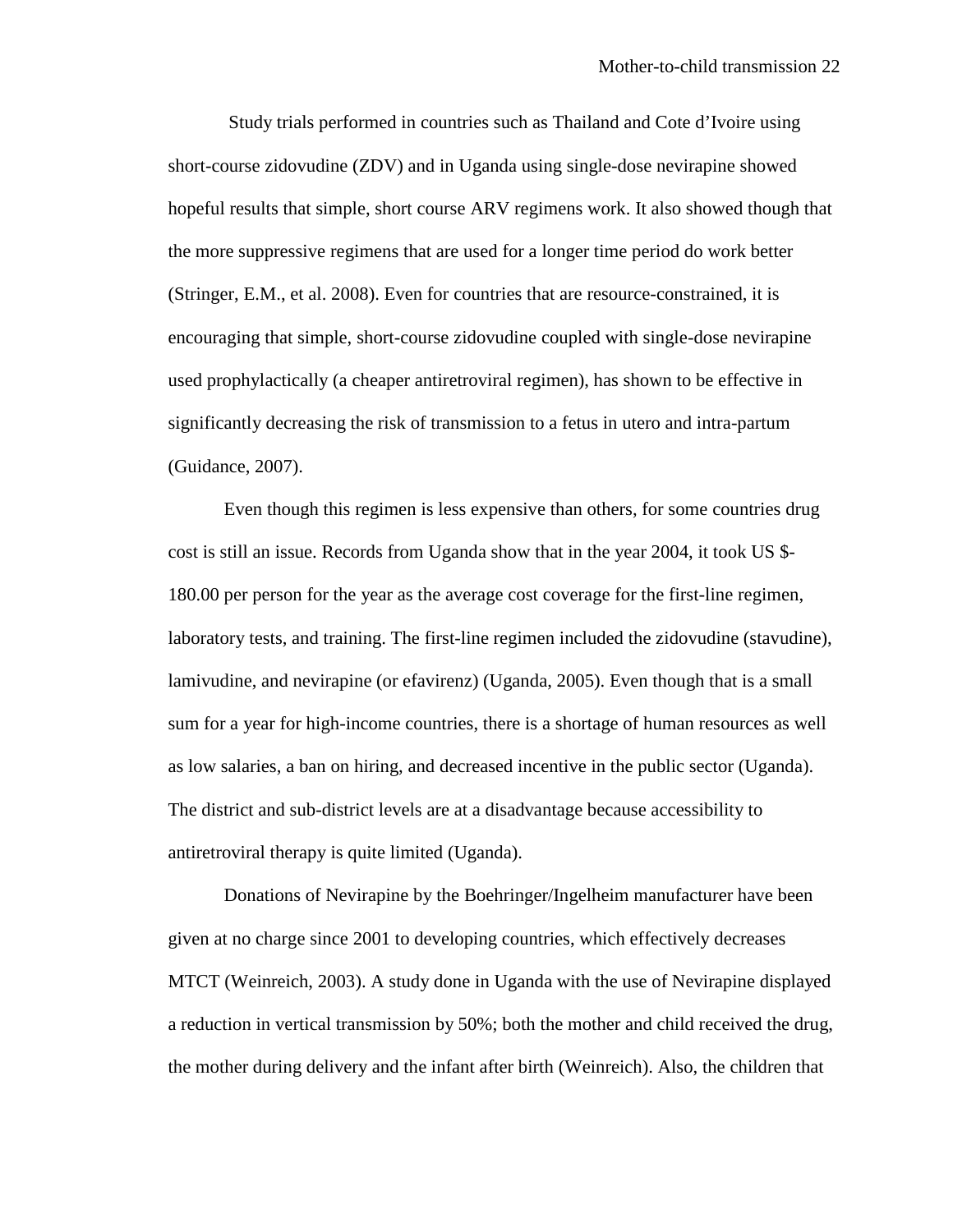Study trials performed in countries such as Thailand and Cote d'Ivoire using short-course zidovudine (ZDV) and in Uganda using single-dose nevirapine showed hopeful results that simple, short course ARV regimens work. It also showed though that the more suppressive regimens that are used for a longer time period do work better (Stringer, E.M., et al. 2008). Even for countries that are resource-constrained, it is encouraging that simple, short-course zidovudine coupled with single-dose nevirapine used prophylactically (a cheaper antiretroviral regimen), has shown to be effective in significantly decreasing the risk of transmission to a fetus in utero and intra-partum (Guidance, 2007).

Even though this regimen is less expensive than others, for some countries drug cost is still an issue. Records from Uganda show that in the year 2004, it took US $-180.00 per person for the year as the average cost coverage for the first-line regimen, laboratory tests, and training. The first-line regimen included the zidovudine (stavudine), lamivudine, and nevirapine (or efavirenz) (Uganda, 2005). Even though that is a small sum for a year for high-income countries, there is a shortage of human resources as well as low salaries, a ban on hiring, and decreased incentive in the public sector (Uganda). The district and sub-district levels are at a disadvantage because accessibility to antiretroviral therapy is quite limited (Uganda).

Donations of Nevirapine by the Boehringer/Ingelheim manufacturer have been given at no charge since 2001 to developing countries, which effectively decreases MTCT (Weinreich, 2003). A study done in Uganda with the use of Nevirapine displayed a reduction in vertical transmission by 50%; both the mother and child received the drug, the mother during delivery and the infant after birth (Weinreich). Also, the children that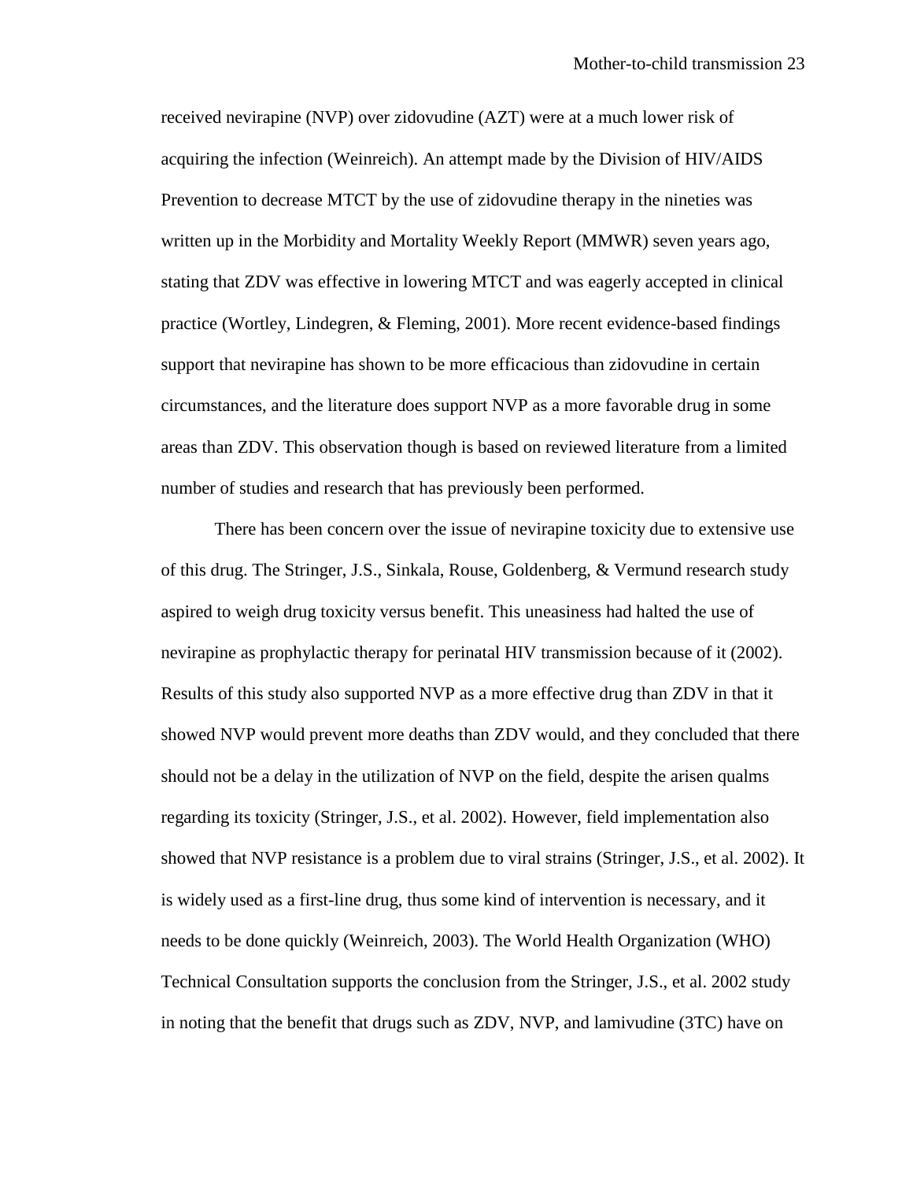received nevirapine (NVP) over zidovudine (AZT) were at a much lower risk of acquiring the infection (Weinreich). An attempt made by the Division of HIV/AIDS Prevention to decrease MTCT by the use of zidovudine therapy in the nineties was written up in the Morbidity and Mortality Weekly Report (MMWR) seven years ago, stating that ZDV was effective in lowering MTCT and was eagerly accepted in clinical practice (Wortley, Lindegren, & Fleming, 2001). More recent evidence-based findings support that nevirapine has shown to be more efficacious than zidovudine in certain circumstances, and the literature does support NVP as a more favorable drug in some areas than ZDV. This observation though is based on reviewed literature from a limited number of studies and research that has previously been performed.

There has been concern over the issue of nevirapine toxicity due to extensive use of this drug. The Stringer, J.S., Sinkala, Rouse, Goldenberg, & Vermund research study aspired to weigh drug toxicity versus benefit. This uneasiness had halted the use of nevirapine as prophylactic therapy for perinatal HIV transmission because of it (2002). Results of this study also supported NVP as a more effective drug than ZDV in that it showed NVP would prevent more deaths than ZDV would, and they concluded that there should not be a delay in the utilization of NVP on the field, despite the arisen qualms regarding its toxicity (Stringer, J.S., et al. 2002). However, field implementation also showed that NVP resistance is a problem due to viral strains (Stringer, J.S., et al. 2002). It is widely used as a first-line drug, thus some kind of intervention is necessary, and it needs to be done quickly (Weinreich, 2003). The World Health Organization (WHO) Technical Consultation supports the conclusion from the Stringer, J.S., et al. 2002 study in noting that the benefit that drugs such as ZDV, NVP, and lamivudine (3TC) have on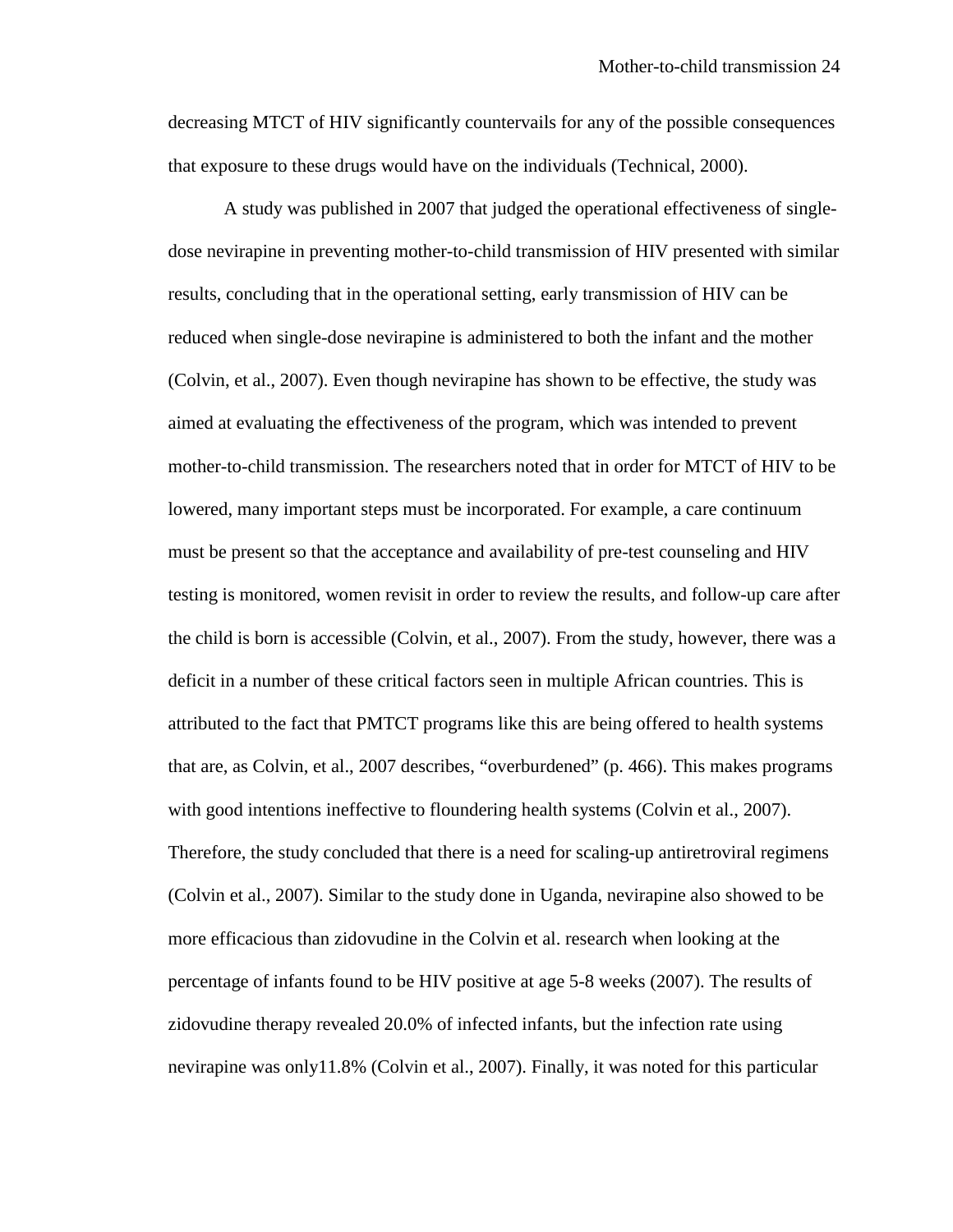decreasing MTCT of HIV significantly countervails for any of the possible consequences that exposure to these drugs would have on the individuals (Technical, 2000).

A study was published in 2007 that judged the operational effectiveness of single-dose nevirapine in preventing mother-to-child transmission of HIV presented with similar results, concluding that in the operational setting, early transmission of HIV can be reduced when single-dose nevirapine is administered to both the infant and the mother (Colvin, et al., 2007). Even though nevirapine has shown to be effective, the study was aimed at evaluating the effectiveness of the program, which was intended to prevent mother-to-child transmission. The researchers noted that in order for MTCT of HIV to be lowered, many important steps must be incorporated. For example, a care continuum must be present so that the acceptance and availability of pre-test counseling and HIV testing is monitored, women revisit in order to review the results, and follow-up care after the child is born is accessible (Colvin, et al., 2007). From the study, however, there was a deficit in a number of these critical factors seen in multiple African countries. This is attributed to the fact that PMTCT programs like this are being offered to health systems that are, as Colvin, et al., 2007 describes, "overburdened" (p. 466). This makes programs with good intentions ineffective to floundering health systems (Colvin et al., 2007). Therefore, the study concluded that there is a need for scaling-up antiretroviral regimens (Colvin et al., 2007). Similar to the study done in Uganda, nevirapine also showed to be more efficacious than zidovudine in the Colvin et al. research when looking at the percentage of infants found to be HIV positive at age 5-8 weeks (2007). The results of zidovudine therapy revealed 20.0% of infected infants, but the infection rate using nevirapine was only11.8% (Colvin et al., 2007). Finally, it was noted for this particular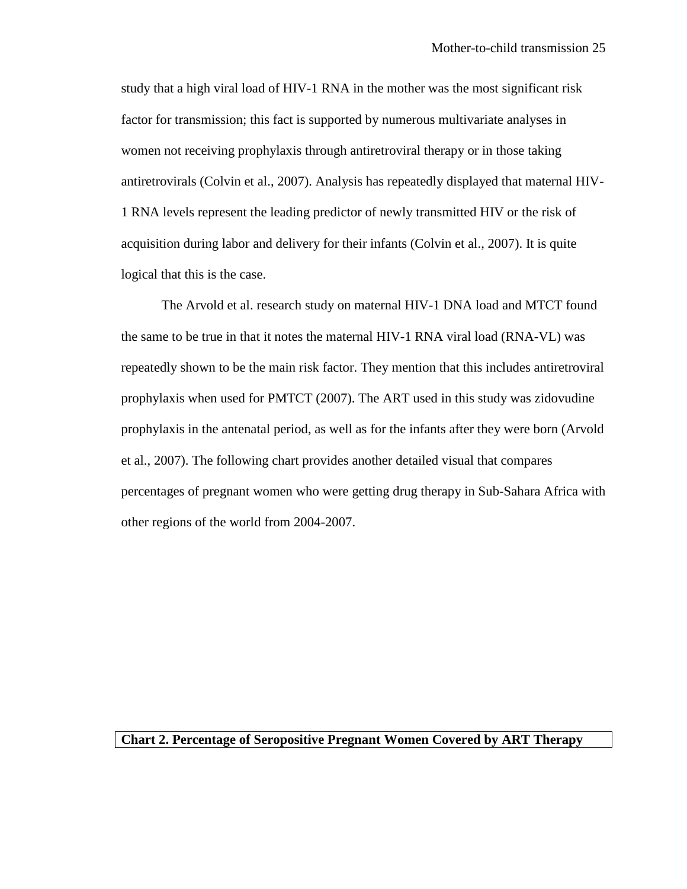study that a high viral load of HIV-1 RNA in the mother was the most significant risk factor for transmission; this fact is supported by numerous multivariate analyses in women not receiving prophylaxis through antiretroviral therapy or in those taking antiretrovirals (Colvin et al., 2007). Analysis has repeatedly displayed that maternal HIV-1 RNA levels represent the leading predictor of newly transmitted HIV or the risk of acquisition during labor and delivery for their infants (Colvin et al., 2007). It is quite logical that this is the case.

The Arvold et al. research study on maternal HIV-1 DNA load and MTCT found the same to be true in that it notes the maternal HIV-1 RNA viral load (RNA-VL) was repeatedly shown to be the main risk factor. They mention that this includes antiretroviral prophylaxis when used for PMTCT (2007). The ART used in this study was zidovudine prophylaxis in the antenatal period, as well as for the infants after they were born (Arvold et al., 2007). The following chart provides another detailed visual that compares percentages of pregnant women who were getting drug therapy in Sub-Sahara Africa with other regions of the world from 2004-2007.

**Chart 2. Percentage of Seropositive Pregnant Women Covered by ART Therapy**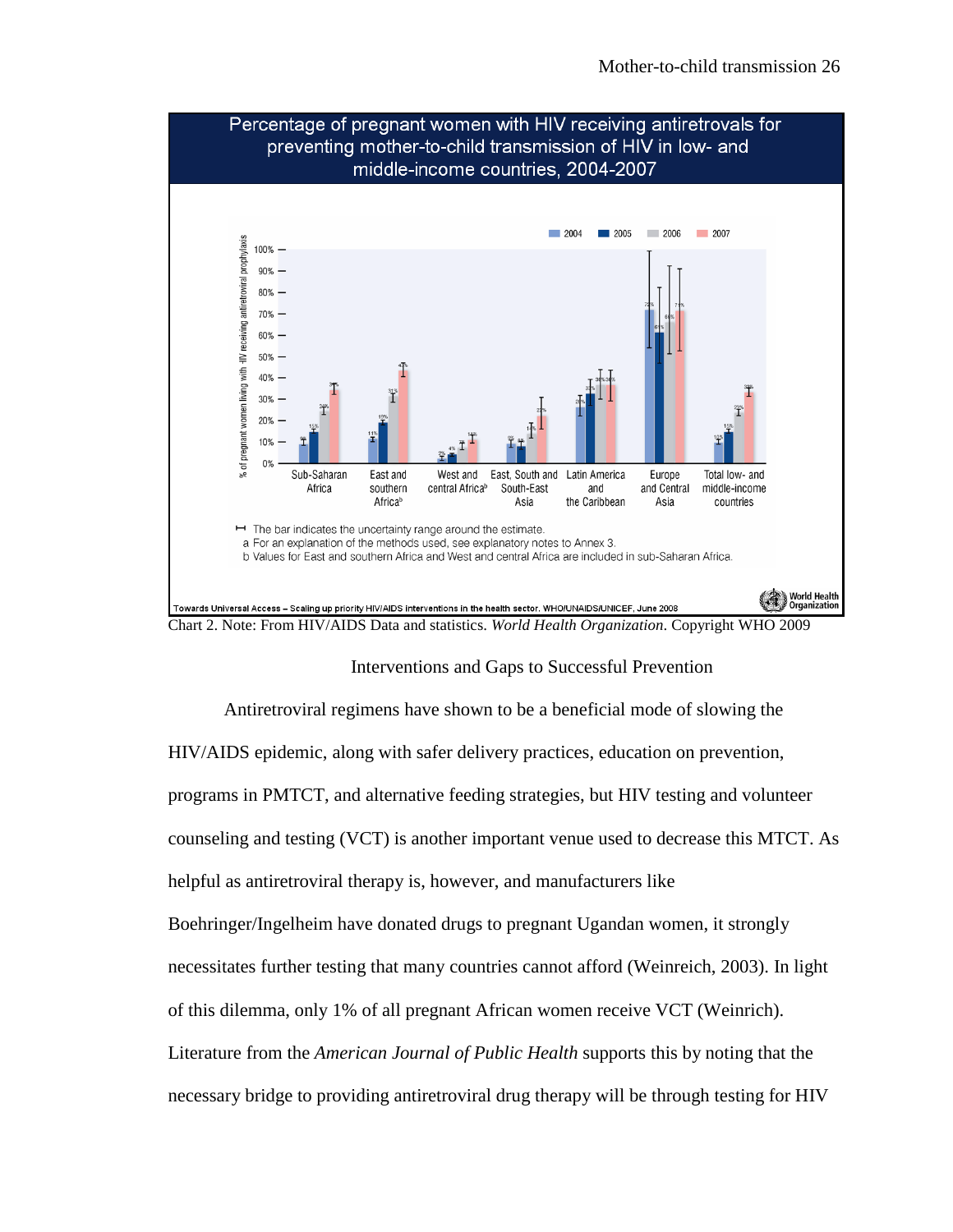**Percentage of pregnant women with HIV receiving antiretrovals for preventing mother-to-child transmission of HIV in low- and middle-income countries, 2004-2007**

Chart 2. Note: From HIV/AIDS Data and statistics. *World Health Organization*. Copyright WHO 2009

## Interventions and Gaps to Successful Prevention

Antiretroviral regimens have shown to be a beneficial mode of slowing the HIV/AIDS epidemic, along with safer delivery practices, education on prevention, programs in PMTCT, and alternative feeding strategies, but HIV testing and volunteer counseling and testing (VCT) is another important venue used to decrease this MTCT. As helpful as antiretroviral therapy is, however, and manufacturers like Boehringer/Ingelheim have donated drugs to pregnant Ugandan women, it strongly necessitates further testing that many countries cannot afford (Weinreich, 2003). In light of this dilemma, only 1% of all pregnant African women receive VCT (Weinrich). Literature from the *American Journal of Public Health* supports this by noting that the necessary bridge to providing antiretroviral drug therapy will be through testing for HIV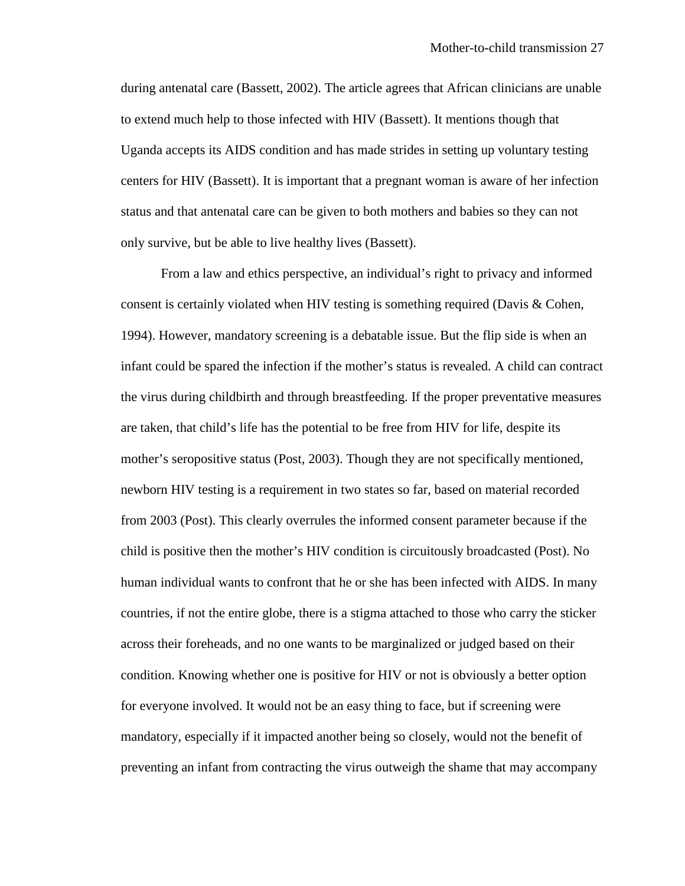during antenatal care (Bassett, 2002). The article agrees that African clinicians are unable to extend much help to those infected with HIV (Bassett). It mentions though that Uganda accepts its AIDS condition and has made strides in setting up voluntary testing centers for HIV (Bassett). It is important that a pregnant woman is aware of her infection status and that antenatal care can be given to both mothers and babies so they can not only survive, but be able to live healthy lives (Bassett).

From a law and ethics perspective, an individual's right to privacy and informed consent is certainly violated when HIV testing is something required (Davis & Cohen, 1994). However, mandatory screening is a debatable issue. But the flip side is when an infant could be spared the infection if the mother's status is revealed. A child can contract the virus during childbirth and through breastfeeding. If the proper preventative measures are taken, that child's life has the potential to be free from HIV for life, despite its mother's seropositive status (Post, 2003). Though they are not specifically mentioned, newborn HIV testing is a requirement in two states so far, based on material recorded from 2003 (Post). This clearly overrules the informed consent parameter because if the child is positive then the mother's HIV condition is circuitously broadcasted (Post). No human individual wants to confront that he or she has been infected with AIDS. In many countries, if not the entire globe, there is a stigma attached to those who carry the sticker across their foreheads, and no one wants to be marginalized or judged based on their condition. Knowing whether one is positive for HIV or not is obviously a better option for everyone involved. It would not be an easy thing to face, but if screening were mandatory, especially if it impacted another being so closely, would not the benefit of preventing an infant from contracting the virus outweigh the shame that may accompany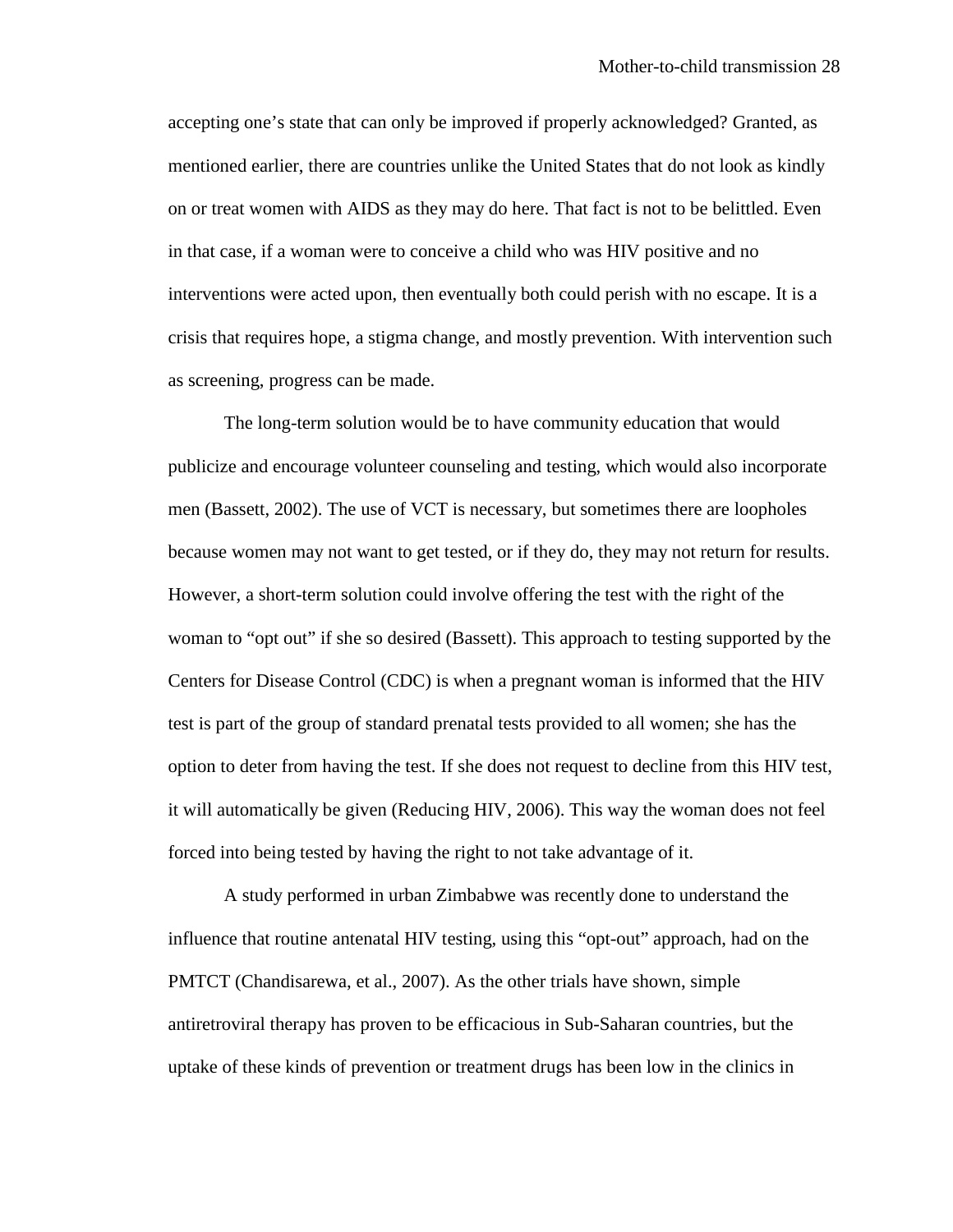accepting one's state that can only be improved if properly acknowledged? Granted, as mentioned earlier, there are countries unlike the United States that do not look as kindly on or treat women with AIDS as they may do here. That fact is not to be belittled. Even in that case, if a woman were to conceive a child who was HIV positive and no interventions were acted upon, then eventually both could perish with no escape. It is a crisis that requires hope, a stigma change, and mostly prevention. With intervention such as screening, progress can be made.

The long-term solution would be to have community education that would publicize and encourage volunteer counseling and testing, which would also incorporate men (Bassett, 2002). The use of VCT is necessary, but sometimes there are loopholes because women may not want to get tested, or if they do, they may not return for results. However, a short-term solution could involve offering the test with the right of the woman to "opt out" if she so desired (Bassett). This approach to testing supported by the Centers for Disease Control (CDC) is when a pregnant woman is informed that the HIV test is part of the group of standard prenatal tests provided to all women; she has the option to deter from having the test. If she does not request to decline from this HIV test, it will automatically be given (Reducing HIV, 2006). This way the woman does not feel forced into being tested by having the right to not take advantage of it.

A study performed in urban Zimbabwe was recently done to understand the influence that routine antenatal HIV testing, using this "opt-out" approach, had on the PMTCT (Chandisarewa, et al., 2007). As the other trials have shown, simple antiretroviral therapy has proven to be efficacious in Sub-Saharan countries, but the uptake of these kinds of prevention or treatment drugs has been low in the clinics in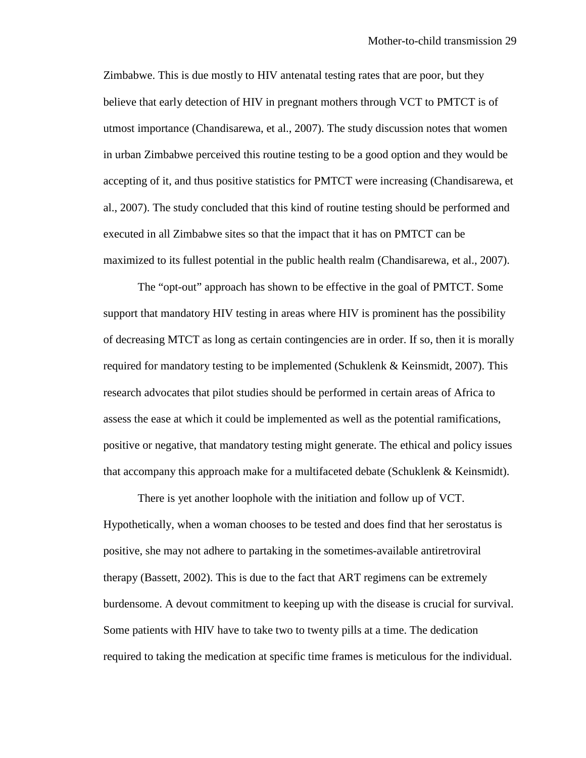Zimbabwe. This is due mostly to HIV antenatal testing rates that are poor, but they believe that early detection of HIV in pregnant mothers through VCT to PMTCT is of utmost importance (Chandisarewa, et al., 2007). The study discussion notes that women in urban Zimbabwe perceived this routine testing to be a good option and they would be accepting of it, and thus positive statistics for PMTCT were increasing (Chandisarewa, et al., 2007). The study concluded that this kind of routine testing should be performed and executed in all Zimbabwe sites so that the impact that it has on PMTCT can be maximized to its fullest potential in the public health realm (Chandisarewa, et al., 2007).

The "opt-out" approach has shown to be effective in the goal of PMTCT. Some support that mandatory HIV testing in areas where HIV is prominent has the possibility of decreasing MTCT as long as certain contingencies are in order. If so, then it is morally required for mandatory testing to be implemented (Schuklenk & Keinsmidt, 2007). This research advocates that pilot studies should be performed in certain areas of Africa to assess the ease at which it could be implemented as well as the potential ramifications, positive or negative, that mandatory testing might generate. The ethical and policy issues that accompany this approach make for a multifaceted debate (Schuklenk & Keinsmidt).

There is yet another loophole with the initiation and follow up of VCT. Hypothetically, when a woman chooses to be tested and does find that her serostatus is positive, she may not adhere to partaking in the sometimes-available antiretroviral therapy (Bassett, 2002). This is due to the fact that ART regimens can be extremely burdensome. A devout commitment to keeping up with the disease is crucial for survival. Some patients with HIV have to take two to twenty pills at a time. The dedication required to taking the medication at specific time frames is meticulous for the individual.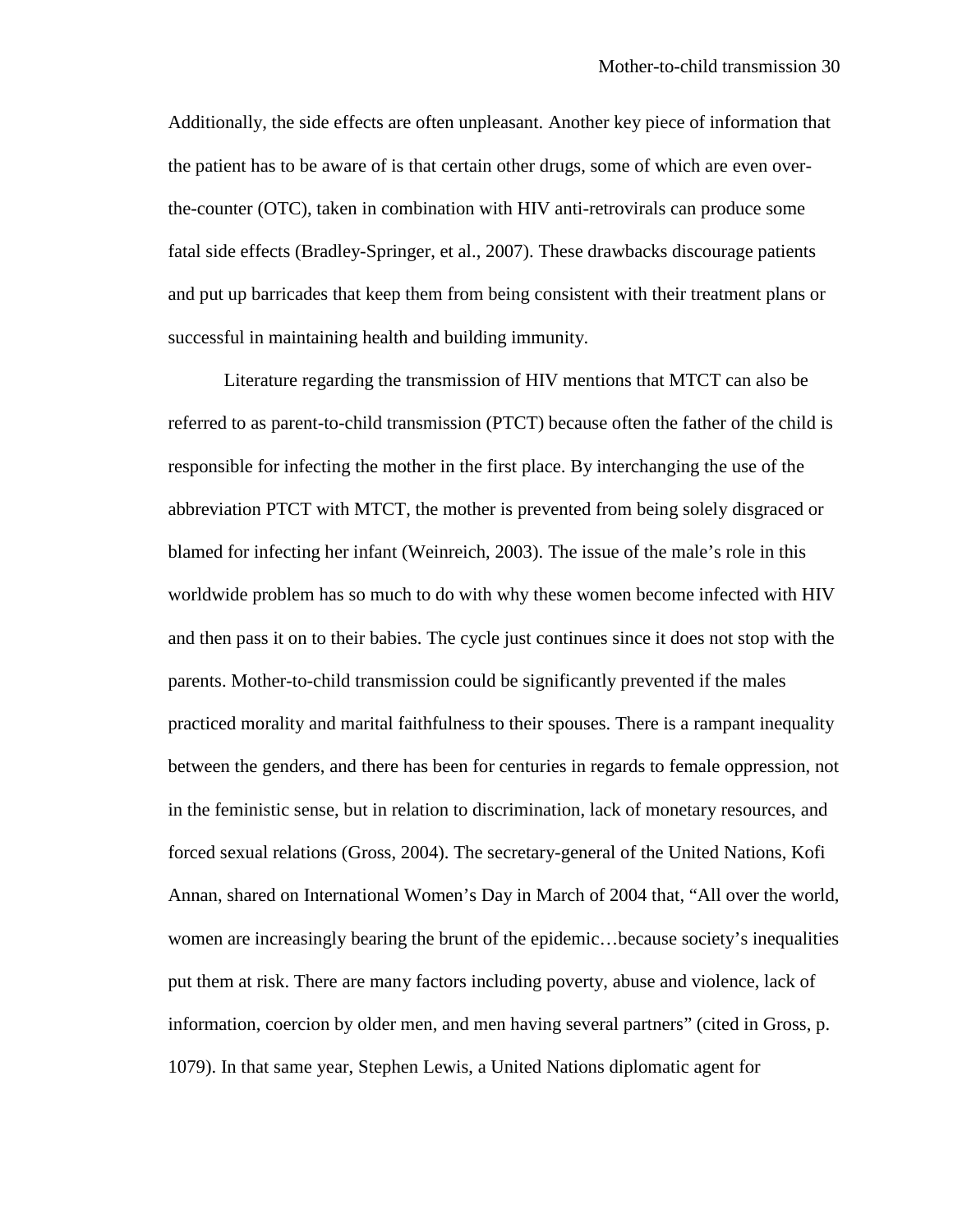Additionally, the side effects are often unpleasant. Another key piece of information that the patient has to be aware of is that certain other drugs, some of which are even over-the-counter (OTC), taken in combination with HIV anti-retrovirals can produce some fatal side effects (Bradley-Springer, et al., 2007). These drawbacks discourage patients and put up barricades that keep them from being consistent with their treatment plans or successful in maintaining health and building immunity.

Literature regarding the transmission of HIV mentions that MTCT can also be referred to as parent-to-child transmission (PTCT) because often the father of the child is responsible for infecting the mother in the first place. By interchanging the use of the abbreviation PTCT with MTCT, the mother is prevented from being solely disgraced or blamed for infecting her infant (Weinreich, 2003). The issue of the male's role in this worldwide problem has so much to do with why these women become infected with HIV and then pass it on to their babies. The cycle just continues since it does not stop with the parents. Mother-to-child transmission could be significantly prevented if the males practiced morality and marital faithfulness to their spouses. There is a rampant inequality between the genders, and there has been for centuries in regards to female oppression, not in the feministic sense, but in relation to discrimination, lack of monetary resources, and forced sexual relations (Gross, 2004). The secretary-general of the United Nations, Kofi Annan, shared on International Women's Day in March of 2004 that, "All over the world, women are increasingly bearing the brunt of the epidemic…because society's inequalities put them at risk. There are many factors including poverty, abuse and violence, lack of information, coercion by older men, and men having several partners" (cited in Gross, p. 1079). In that same year, Stephen Lewis, a United Nations diplomatic agent for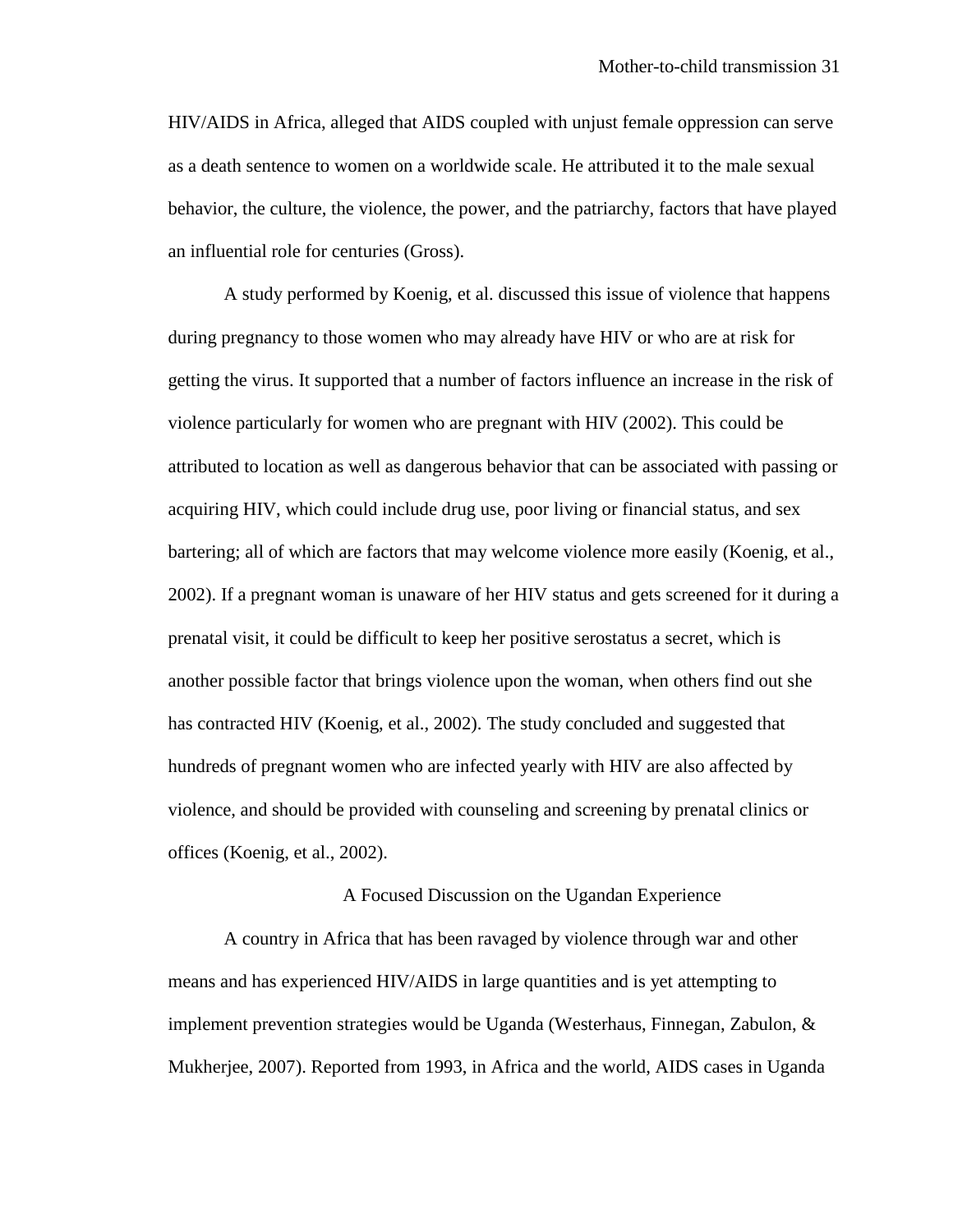HIV/AIDS in Africa, alleged that AIDS coupled with unjust female oppression can serve as a death sentence to women on a worldwide scale. He attributed it to the male sexual behavior, the culture, the violence, the power, and the patriarchy, factors that have played an influential role for centuries (Gross).

A study performed by Koenig, et al. discussed this issue of violence that happens during pregnancy to those women who may already have HIV or who are at risk for getting the virus. It supported that a number of factors influence an increase in the risk of violence particularly for women who are pregnant with HIV (2002). This could be attributed to location as well as dangerous behavior that can be associated with passing or acquiring HIV, which could include drug use, poor living or financial status, and sex bartering; all of which are factors that may welcome violence more easily (Koenig, et al., 2002). If a pregnant woman is unaware of her HIV status and gets screened for it during a prenatal visit, it could be difficult to keep her positive serostatus a secret, which is another possible factor that brings violence upon the woman, when others find out she has contracted HIV (Koenig, et al., 2002). The study concluded and suggested that hundreds of pregnant women who are infected yearly with HIV are also affected by violence, and should be provided with counseling and screening by prenatal clinics or offices (Koenig, et al., 2002).

## A Focused Discussion on the Ugandan Experience

A country in Africa that has been ravaged by violence through war and other means and has experienced HIV/AIDS in large quantities and is yet attempting to implement prevention strategies would be Uganda (Westerhaus, Finnegan, Zabulon, & Mukherjee, 2007). Reported from 1993, in Africa and the world, AIDS cases in Uganda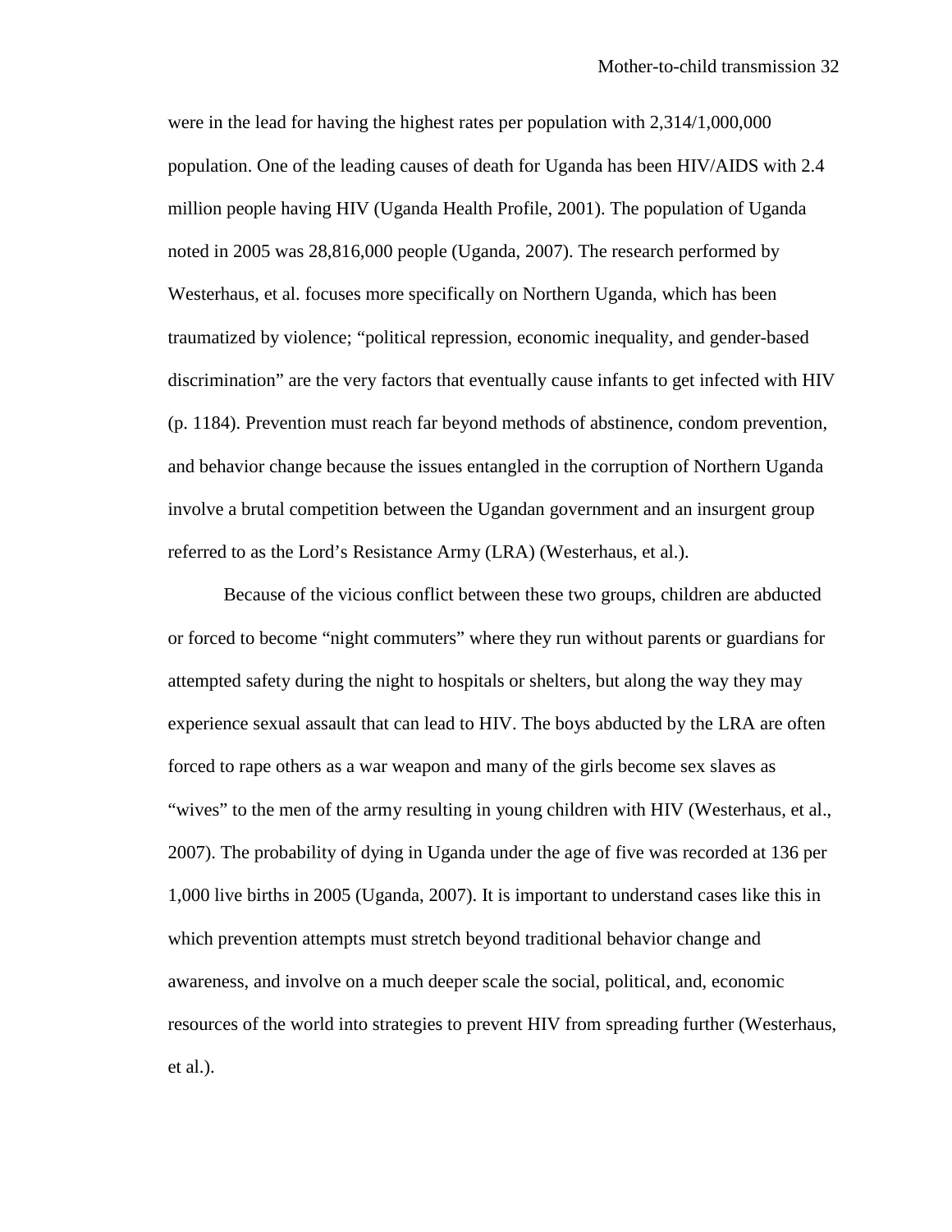were in the lead for having the highest rates per population with 2,314/1,000,000 population. One of the leading causes of death for Uganda has been HIV/AIDS with 2.4 million people having HIV (Uganda Health Profile, 2001). The population of Uganda noted in 2005 was 28,816,000 people (Uganda, 2007). The research performed by Westerhaus, et al. focuses more specifically on Northern Uganda, which has been traumatized by violence; "political repression, economic inequality, and gender-based discrimination" are the very factors that eventually cause infants to get infected with HIV (p. 1184). Prevention must reach far beyond methods of abstinence, condom prevention, and behavior change because the issues entangled in the corruption of Northern Uganda involve a brutal competition between the Ugandan government and an insurgent group referred to as the Lord's Resistance Army (LRA) (Westerhaus, et al.).

Because of the vicious conflict between these two groups, children are abducted or forced to become "night commuters" where they run without parents or guardians for attempted safety during the night to hospitals or shelters, but along the way they may experience sexual assault that can lead to HIV. The boys abducted by the LRA are often forced to rape others as a war weapon and many of the girls become sex slaves as "wives" to the men of the army resulting in young children with HIV (Westerhaus, et al., 2007). The probability of dying in Uganda under the age of five was recorded at 136 per 1,000 live births in 2005 (Uganda, 2007). It is important to understand cases like this in which prevention attempts must stretch beyond traditional behavior change and awareness, and involve on a much deeper scale the social, political, and, economic resources of the world into strategies to prevent HIV from spreading further (Westerhaus, et al.).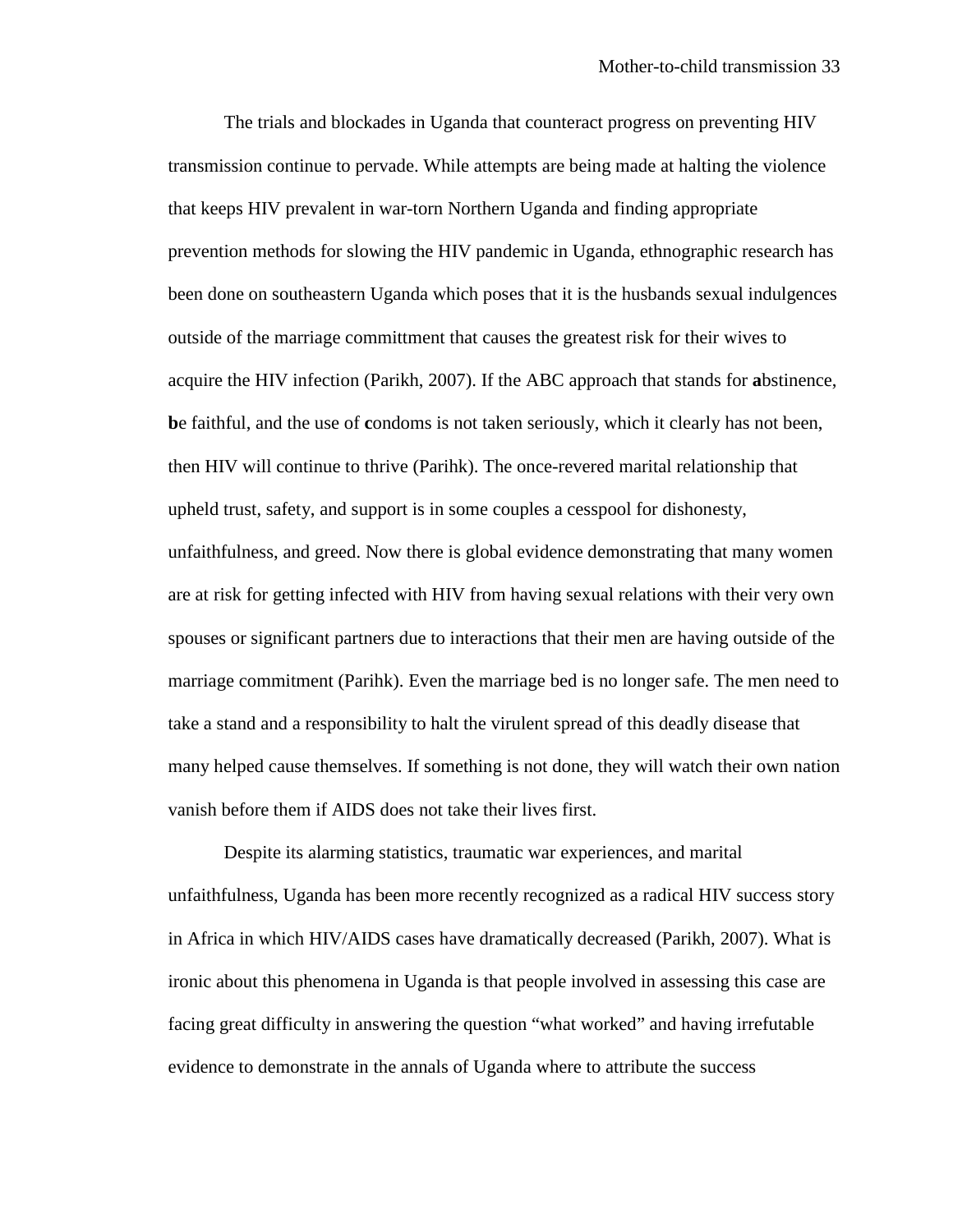The trials and blockades in Uganda that counteract progress on preventing HIV transmission continue to pervade. While attempts are being made at halting the violence that keeps HIV prevalent in war-torn Northern Uganda and finding appropriate prevention methods for slowing the HIV pandemic in Uganda, ethnographic research has been done on southeastern Uganda which poses that it is the husbands sexual indulgences outside of the marriage committment that causes the greatest risk for their wives to acquire the HIV infection (Parikh, 2007). If the ABC approach that stands for **a**bstinence, **b**e faithful, and the use of **c**ondoms is not taken seriously, which it clearly has not been, then HIV will continue to thrive (Parihk). The once-revered marital relationship that upheld trust, safety, and support is in some couples a cesspool for dishonesty, unfaithfulness, and greed. Now there is global evidence demonstrating that many women are at risk for getting infected with HIV from having sexual relations with their very own spouses or significant partners due to interactions that their men are having outside of the marriage commitment (Parihk). Even the marriage bed is no longer safe. The men need to take a stand and a responsibility to halt the virulent spread of this deadly disease that many helped cause themselves. If something is not done, they will watch their own nation vanish before them if AIDS does not take their lives first.

Despite its alarming statistics, traumatic war experiences, and marital unfaithfulness, Uganda has been more recently recognized as a radical HIV success story in Africa in which HIV/AIDS cases have dramatically decreased (Parikh, 2007). What is ironic about this phenomena in Uganda is that people involved in assessing this case are facing great difficulty in answering the question "what worked" and having irrefutable evidence to demonstrate in the annals of Uganda where to attribute the success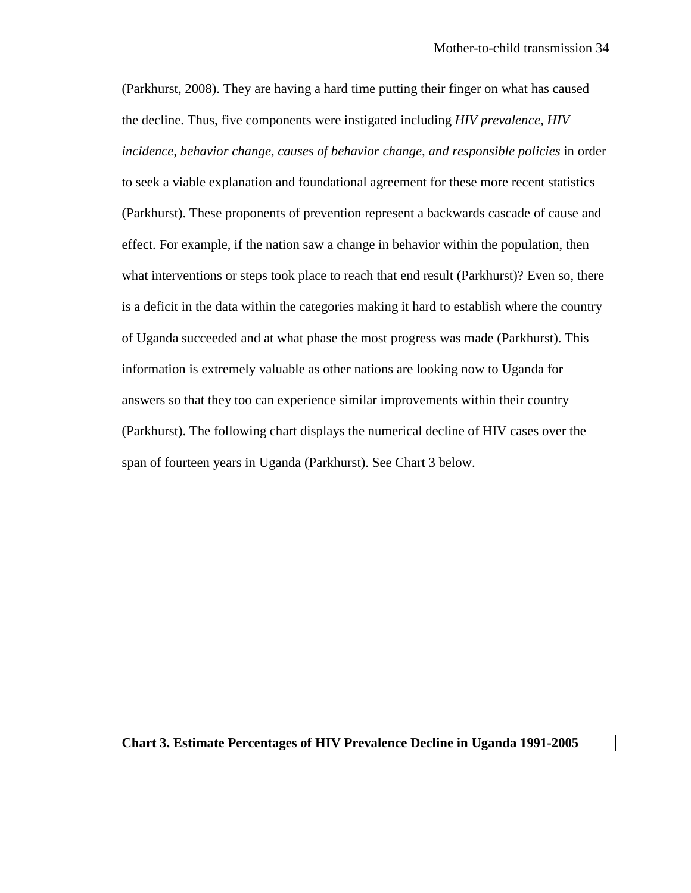(Parkhurst, 2008). They are having a hard time putting their finger on what has caused the decline. Thus, five components were instigated including *HIV prevalence, HIV incidence, behavior change, causes of behavior change, and responsible policies* in order to seek a viable explanation and foundational agreement for these more recent statistics (Parkhurst). These proponents of prevention represent a backwards cascade of cause and effect. For example, if the nation saw a change in behavior within the population, then what interventions or steps took place to reach that end result (Parkhurst)? Even so, there is a deficit in the data within the categories making it hard to establish where the country of Uganda succeeded and at what phase the most progress was made (Parkhurst). This information is extremely valuable as other nations are looking now to Uganda for answers so that they too can experience similar improvements within their country (Parkhurst). The following chart displays the numerical decline of HIV cases over the span of fourteen years in Uganda (Parkhurst). See Chart 3 below.

**Chart 3. Estimate Percentages of HIV Prevalence Decline in Uganda 1991-2005**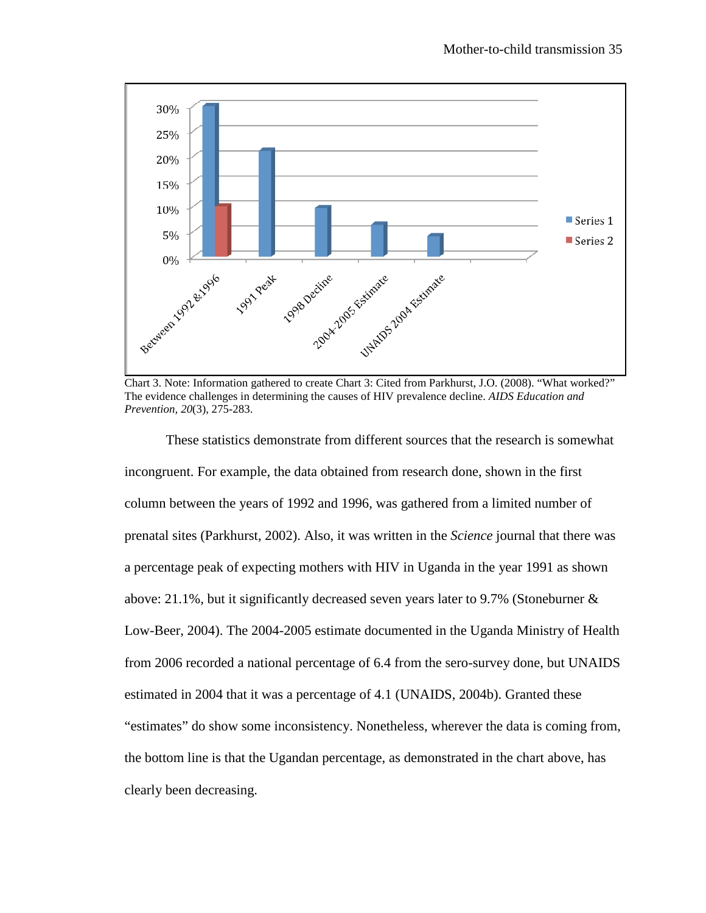Chart 3. Note: Information gathered to create Chart 3: Cited from Parkhurst, J.O. (2008). "What worked?" The evidence challenges in determining the causes of HIV prevalence decline. *AIDS Education and Prevention, 20*(3), 275-283.

These statistics demonstrate from different sources that the research is somewhat incongruent. For example, the data obtained from research done, shown in the first column between the years of 1992 and 1996, was gathered from a limited number of prenatal sites (Parkhurst, 2002). Also, it was written in the *Science* journal that there was a percentage peak of expecting mothers with HIV in Uganda in the year 1991 as shown above: 21.1%, but it significantly decreased seven years later to 9.7% (Stoneburner & Low-Beer, 2004). The 2004-2005 estimate documented in the Uganda Ministry of Health from 2006 recorded a national percentage of 6.4 from the sero-survey done, but UNAIDS estimated in 2004 that it was a percentage of 4.1 (UNAIDS, 2004b). Granted these "estimates" do show some inconsistency. Nonetheless, wherever the data is coming from, the bottom line is that the Ugandan percentage, as demonstrated in the chart above, has clearly been decreasing.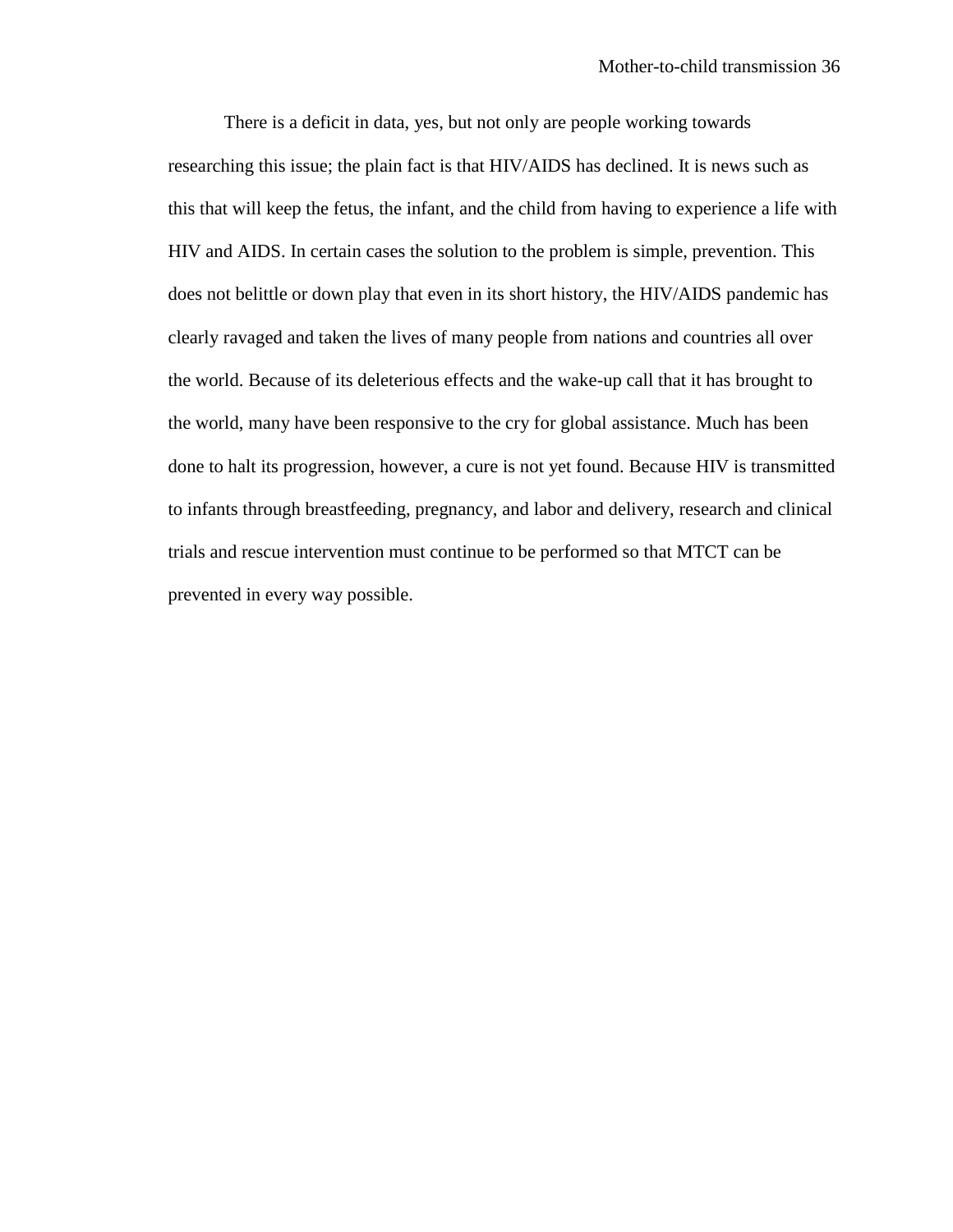There is a deficit in data, yes, but not only are people working towards researching this issue; the plain fact is that HIV/AIDS has declined. It is news such as this that will keep the fetus, the infant, and the child from having to experience a life with HIV and AIDS. In certain cases the solution to the problem is simple, prevention. This does not belittle or down play that even in its short history, the HIV/AIDS pandemic has clearly ravaged and taken the lives of many people from nations and countries all over the world. Because of its deleterious effects and the wake-up call that it has brought to the world, many have been responsive to the cry for global assistance. Much has been done to halt its progression, however, a cure is not yet found. Because HIV is transmitted to infants through breastfeeding, pregnancy, and labor and delivery, research and clinical trials and rescue intervention must continue to be performed so that MTCT can be prevented in every way possible.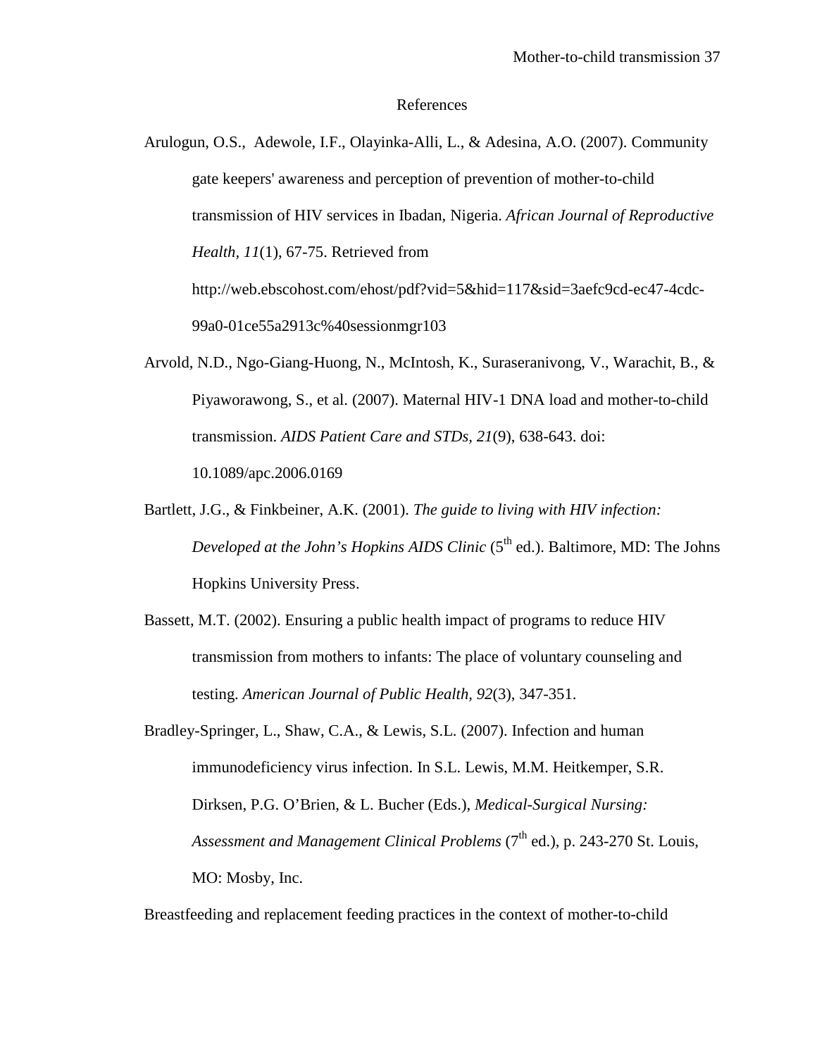# References

Arulogun, O.S., Adewole, I.F., Olayinka-Alli, L., & Adesina, A.O. (2007). Community gate keepers' awareness and perception of prevention of mother-to-child transmission of HIV services in Ibadan, Nigeria. *African Journal of Reproductive Health, 11*(1), 67-75. Retrieved from http://web.ebscohost.com/ehost/pdf?vid=5&hid=117&sid=3aefc9cd-ec47-4cdc-99a0-01ce55a2913c%40sessionmgr103

Arvold, N.D., Ngo-Giang-Huong, N., McIntosh, K., Suraseranivong, V., Warachit, B., & Piyaworawong, S., et al. (2007). Maternal HIV-1 DNA load and mother-to-child transmission. *AIDS Patient Care and STDs, 21*(9), 638-643. doi: 10.1089/apc.2006.0169

Bartlett, J.G., & Finkbeiner, A.K. (2001). *The guide to living with HIV infection: Developed at the John's Hopkins AIDS Clinic* (5th ed.). Baltimore, MD: The Johns Hopkins University Press.

Bassett, M.T. (2002). Ensuring a public health impact of programs to reduce HIV transmission from mothers to infants: The place of voluntary counseling and testing. *American Journal of Public Health, 92*(3), 347-351.

Bradley-Springer, L., Shaw, C.A., & Lewis, S.L. (2007). Infection and human immunodeficiency virus infection. In S.L. Lewis, M.M. Heitkemper, S.R. Dirksen, P.G. O'Brien, & L. Bucher (Eds.), *Medical-Surgical Nursing: Assessment and Management Clinical Problems* (7th ed.), p. 243-270 St. Louis, MO: Mosby, Inc.

Breastfeeding and replacement feeding practices in the context of mother-to-child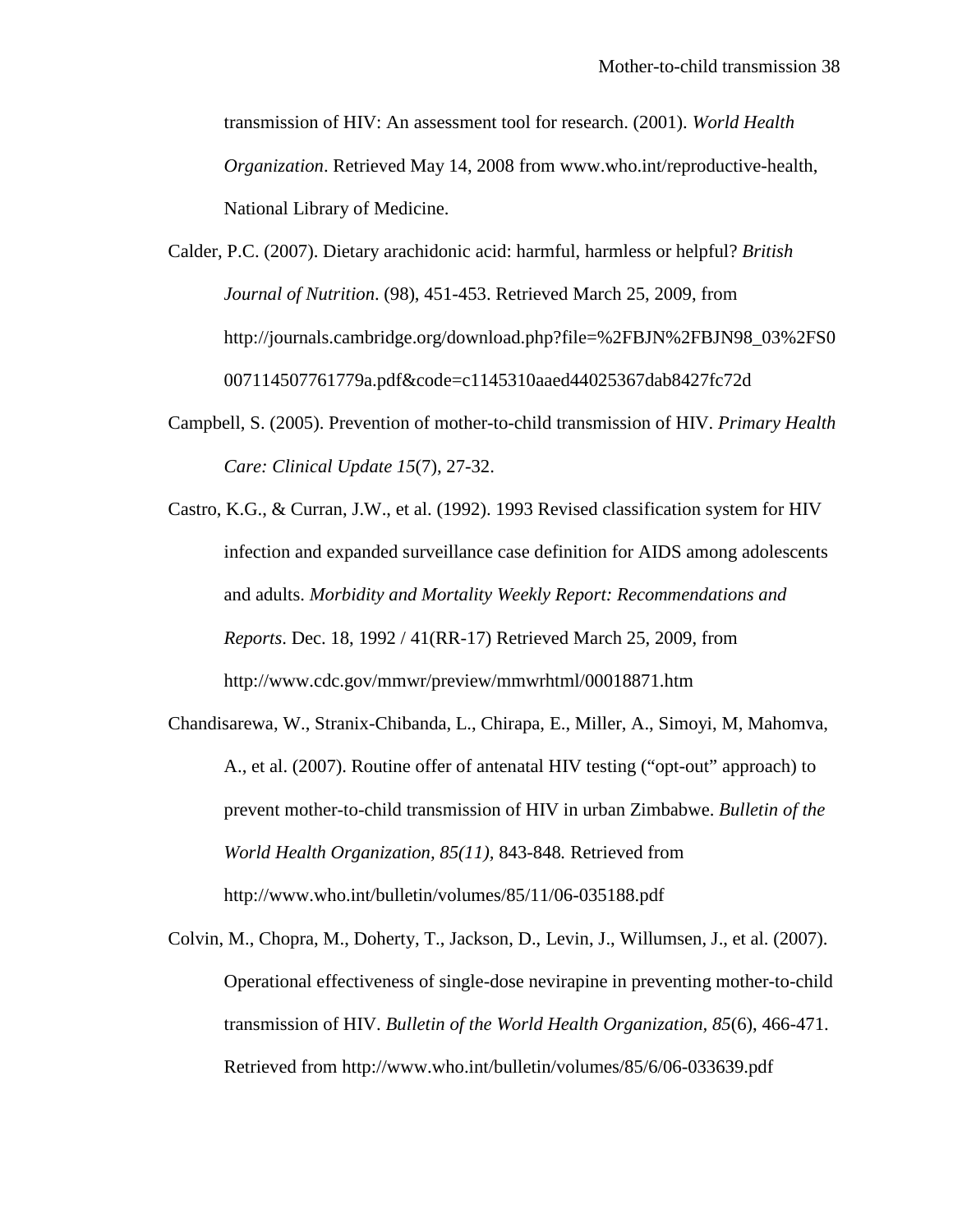transmission of HIV: An assessment tool for research. (2001). *World Health Organization*. Retrieved May 14, 2008 from www.who.int/reproductive-health, National Library of Medicine.

Calder, P.C. (2007). Dietary arachidonic acid: harmful, harmless or helpful? *British Journal of Nutrition*. (98), 451-453. Retrieved March 25, 2009, from http://journals.cambridge.org/download.php?file=%2FBJN%2FBJN98_03%2FS0007114507761779a.pdf&code=c1145310aaed44025367dab8427fc72d

Campbell, S. (2005). Prevention of mother-to-child transmission of HIV. *Primary Health Care: Clinical Update 15*(7), 27-32.

Castro, K.G., & Curran, J.W., et al. (1992). 1993 Revised classification system for HIV infection and expanded surveillance case definition for AIDS among adolescents and adults. *Morbidity and Mortality Weekly Report: Recommendations and Reports*. Dec. 18, 1992 / 41(RR-17) Retrieved March 25, 2009, from http://www.cdc.gov/mmwr/preview/mmwrhtml/00018871.htm

Chandisarewa, W., Stranix-Chibanda, L., Chirapa, E., Miller, A., Simoyi, M, Mahomva, A., et al. (2007). Routine offer of antenatal HIV testing ("opt-out" approach) to prevent mother-to-child transmission of HIV in urban Zimbabwe. *Bulletin of the World Health Organization, 85(11),* 843-848*.* Retrieved from http://www.who.int/bulletin/volumes/85/11/06-035188.pdf

Colvin, M., Chopra, M., Doherty, T., Jackson, D., Levin, J., Willumsen, J., et al. (2007). Operational effectiveness of single-dose nevirapine in preventing mother-to-child transmission of HIV. *Bulletin of the World Health Organization*, *85*(6), 466-471. Retrieved from http://www.who.int/bulletin/volumes/85/6/06-033639.pdf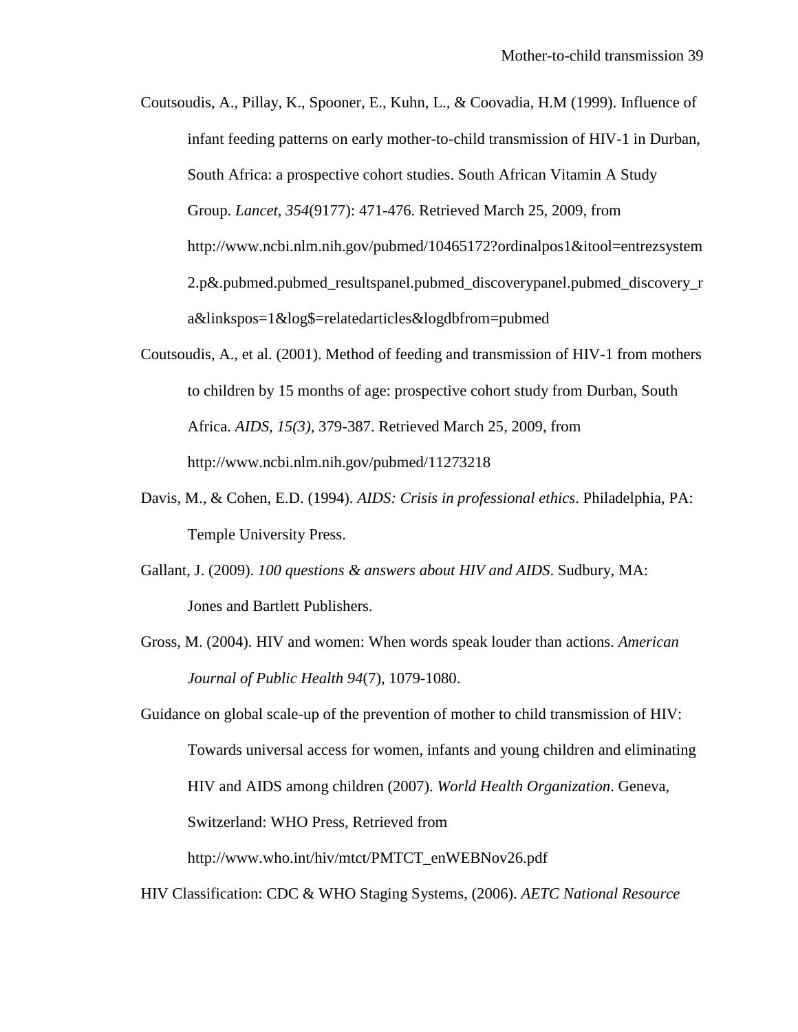Coutsoudis, A., Pillay, K., Spooner, E., Kuhn, L., & Coovadia, H.M (1999). Influence of infant feeding patterns on early mother-to-child transmission of HIV-1 in Durban, South Africa: a prospective cohort studies. South African Vitamin A Study Group. *Lancet, 354*(9177): 471-476. Retrieved March 25, 2009, from http://www.ncbi.nlm.nih.gov/pubmed/10465172?ordinalpos1&itool=entrezsystem2.p&.pubmed.pubmed_resultspanel.pubmed_discoverypanel.pubmed_discovery_ra&linkspos=1&log$=relatedarticles&logdbfrom=pubmed

Coutsoudis, A., et al. (2001). Method of feeding and transmission of HIV-1 from mothers to children by 15 months of age: prospective cohort study from Durban, South Africa. *AIDS, 15(3)*, 379-387. Retrieved March 25, 2009, from http://www.ncbi.nlm.nih.gov/pubmed/11273218

Davis, M., & Cohen, E.D. (1994). *AIDS: Crisis in professional ethics*. Philadelphia, PA: Temple University Press.

Gallant, J. (2009). *100 questions & answers about HIV and AIDS*. Sudbury, MA: Jones and Bartlett Publishers.

Gross, M. (2004). HIV and women: When words speak louder than actions. *American Journal of Public Health 94*(7), 1079-1080.

Guidance on global scale-up of the prevention of mother to child transmission of HIV: Towards universal access for women, infants and young children and eliminating HIV and AIDS among children (2007). *World Health Organization*. Geneva, Switzerland: WHO Press, Retrieved from http://www.who.int/hiv/mtct/PMTCT_enWEBNov26.pdf

HIV Classification: CDC & WHO Staging Systems, (2006). *AETC National Resource*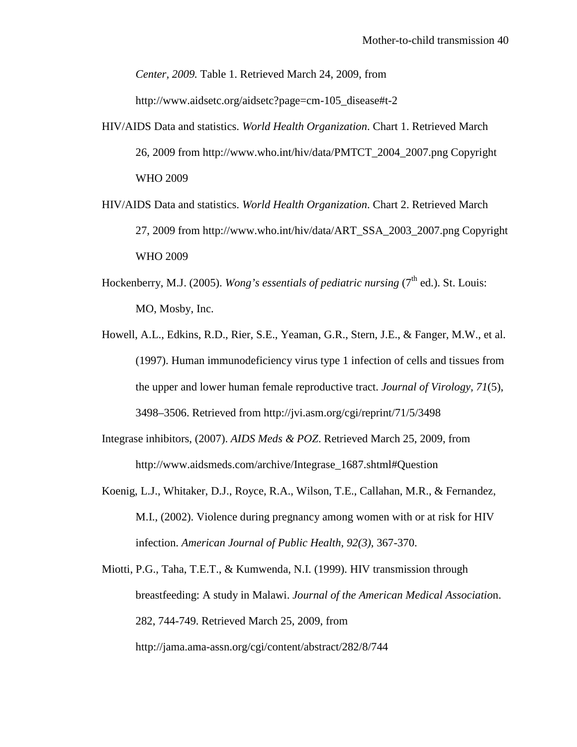*Center, 2009.* Table 1. Retrieved March 24, 2009, from http://www.aidsetc.org/aidsetc?page=cm-105_disease#t-2

HIV/AIDS Data and statistics. *World Health Organization*. Chart 1. Retrieved March 26, 2009 from http://www.who.int/hiv/data/PMTCT_2004_2007.png Copyright WHO 2009

HIV/AIDS Data and statistics. *World Health Organization*. Chart 2. Retrieved March 27, 2009 from http://www.who.int/hiv/data/ART_SSA_2003_2007.png Copyright WHO 2009

Hockenberry, M.J. (2005). *Wong's essentials of pediatric nursing* (7th ed.). St. Louis: MO, Mosby, Inc.

Howell, A.L., Edkins, R.D., Rier, S.E., Yeaman, G.R., Stern, J.E., & Fanger, M.W., et al. (1997). Human immunodeficiency virus type 1 infection of cells and tissues from the upper and lower human female reproductive tract. *Journal of Virology, 71*(5), 3498–3506. Retrieved from http://jvi.asm.org/cgi/reprint/71/5/3498

Integrase inhibitors, (2007). *AIDS Meds & POZ*. Retrieved March 25, 2009, from http://www.aidsmeds.com/archive/Integrase_1687.shtml#Question

Koenig, L.J., Whitaker, D.J., Royce, R.A., Wilson, T.E., Callahan, M.R., & Fernandez, M.I., (2002). Violence during pregnancy among women with or at risk for HIV infection. *American Journal of Public Health, 92(3)*, 367-370.

Miotti, P.G., Taha, T.E.T., & Kumwenda, N.I. (1999). HIV transmission through breastfeeding: A study in Malawi. *Journal of the American Medical Associatio*n. 282, 744-749. Retrieved March 25, 2009, from http://jama.ama-assn.org/cgi/content/abstract/282/8/744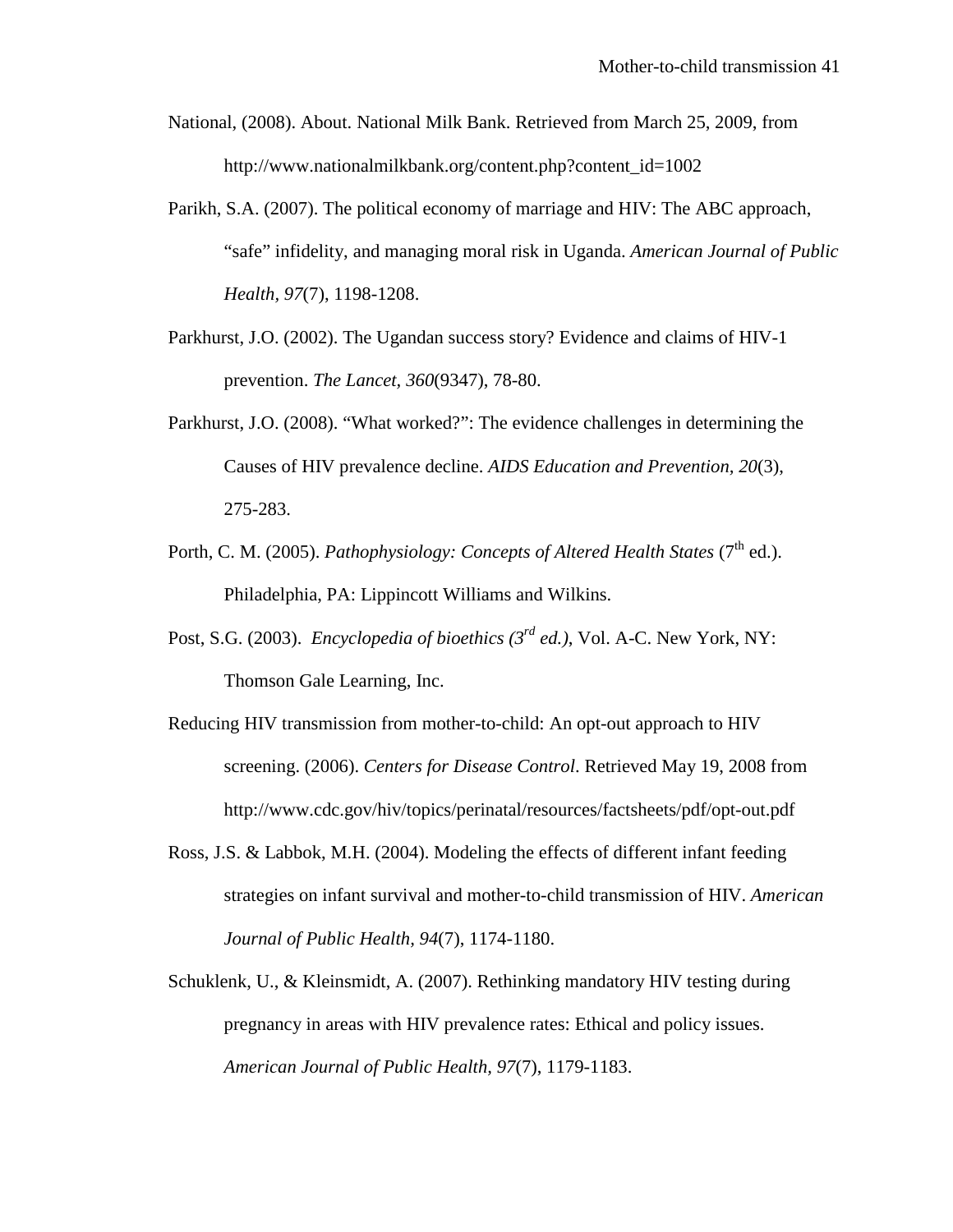National, (2008). About. National Milk Bank. Retrieved from March 25, 2009, from http://www.nationalmilkbank.org/content.php?content_id=1002

Parikh, S.A. (2007). The political economy of marriage and HIV: The ABC approach, “safe” infidelity, and managing moral risk in Uganda. *American Journal of Public Health, 97*(7), 1198-1208.

Parkhurst, J.O. (2002). The Ugandan success story? Evidence and claims of HIV-1 prevention. *The Lancet, 360*(9347), 78-80.

Parkhurst, J.O. (2008). “What worked?”: The evidence challenges in determining the Causes of HIV prevalence decline. *AIDS Education and Prevention, 20*(3), 275-283.

Porth, C. M. (2005). *Pathophysiology: Concepts of Altered Health States* (7th ed.). Philadelphia, PA: Lippincott Williams and Wilkins.

Post, S.G. (2003). *Encyclopedia of bioethics (3rd ed.)*, Vol. A-C. New York, NY: Thomson Gale Learning, Inc.

Reducing HIV transmission from mother-to-child: An opt-out approach to HIV screening. (2006). *Centers for Disease Control*. Retrieved May 19, 2008 from http://www.cdc.gov/hiv/topics/perinatal/resources/factsheets/pdf/opt-out.pdf

Ross, J.S. & Labbok, M.H. (2004). Modeling the effects of different infant feeding strategies on infant survival and mother-to-child transmission of HIV. *American Journal of Public Health, 94*(7), 1174-1180.

Schuklenk, U., & Kleinsmidt, A. (2007). Rethinking mandatory HIV testing during pregnancy in areas with HIV prevalence rates: Ethical and policy issues. *American Journal of Public Health, 97*(7), 1179-1183.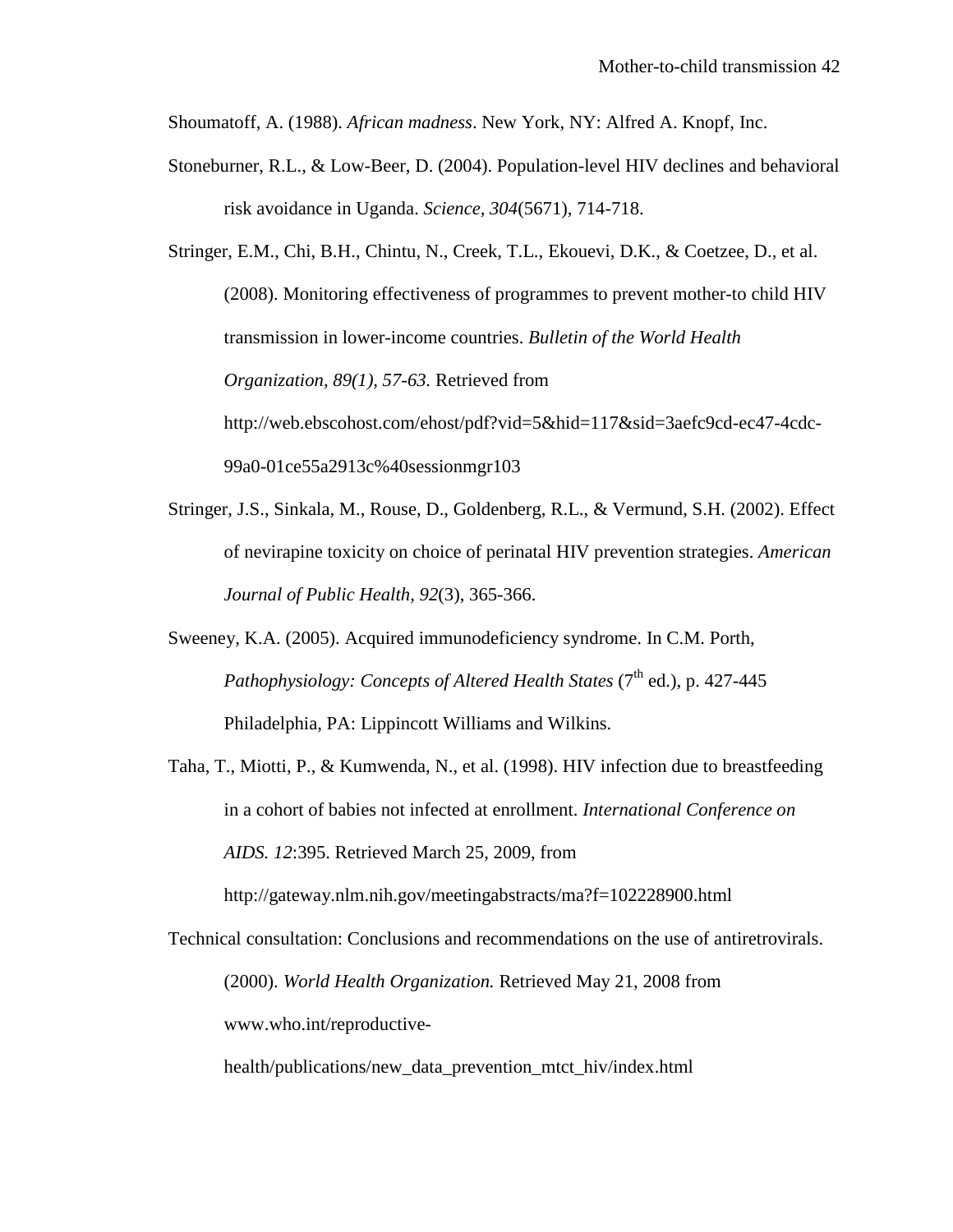Shoumatoff, A. (1988). *African madness*. New York, NY: Alfred A. Knopf, Inc.

Stoneburner, R.L., & Low-Beer, D. (2004). Population-level HIV declines and behavioral risk avoidance in Uganda. *Science, 304*(5671), 714-718.

Stringer, E.M., Chi, B.H., Chintu, N., Creek, T.L., Ekouevi, D.K., & Coetzee, D., et al. (2008). Monitoring effectiveness of programmes to prevent mother-to child HIV transmission in lower-income countries. *Bulletin of the World Health Organization, 89(1), 57-63.* Retrieved from http://web.ebscohost.com/ehost/pdf?vid=5&hid=117&sid=3aefc9cd-ec47-4cdc-99a0-01ce55a2913c%40sessionmgr103

Stringer, J.S., Sinkala, M., Rouse, D., Goldenberg, R.L., & Vermund, S.H. (2002). Effect of nevirapine toxicity on choice of perinatal HIV prevention strategies. *American Journal of Public Health, 92*(3), 365-366.

Sweeney, K.A. (2005). Acquired immunodeficiency syndrome. In C.M. Porth, *Pathophysiology: Concepts of Altered Health States* (7th ed.), p. 427-445 Philadelphia, PA: Lippincott Williams and Wilkins.

Taha, T., Miotti, P., & Kumwenda, N., et al. (1998). HIV infection due to breastfeeding in a cohort of babies not infected at enrollment. *International Conference on AIDS. 12*:395. Retrieved March 25, 2009, from http://gateway.nlm.nih.gov/meetingabstracts/ma?f=102228900.html

Technical consultation: Conclusions and recommendations on the use of antiretrovirals. (2000). *World Health Organization.* Retrieved May 21, 2008 from www.who.int/reproductive-health/publications/new_data_prevention_mtct_hiv/index.html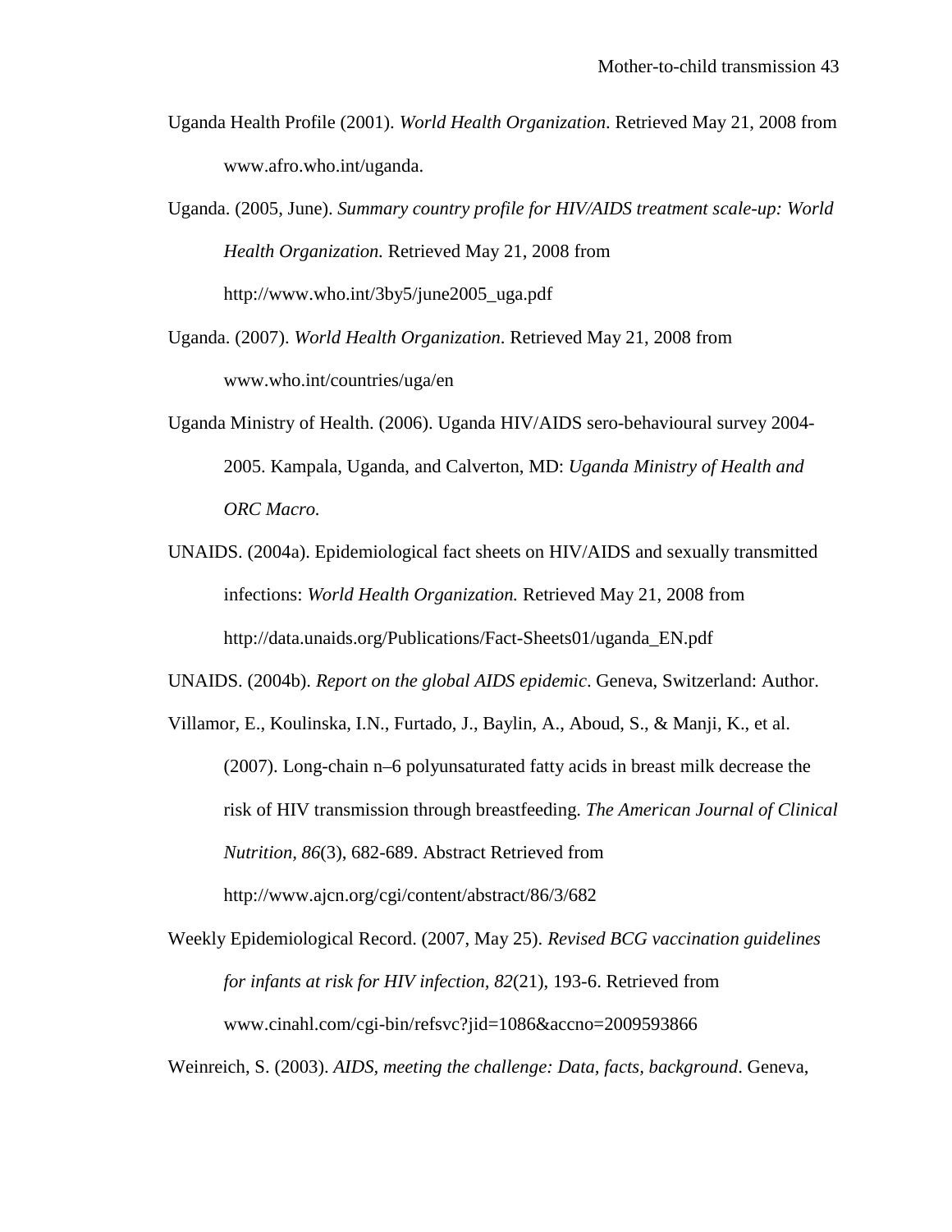Uganda Health Profile (2001). *World Health Organization*. Retrieved May 21, 2008 from www.afro.who.int/uganda.

Uganda. (2005, June). *Summary country profile for HIV/AIDS treatment scale-up: World Health Organization.* Retrieved May 21, 2008 from http://www.who.int/3by5/june2005_uga.pdf

Uganda. (2007). *World Health Organization*. Retrieved May 21, 2008 from www.who.int/countries/uga/en

Uganda Ministry of Health. (2006). Uganda HIV/AIDS sero-behavioural survey 2004-2005. Kampala, Uganda, and Calverton, MD: *Uganda Ministry of Health and ORC Macro.*

UNAIDS. (2004a). Epidemiological fact sheets on HIV/AIDS and sexually transmitted infections: *World Health Organization.* Retrieved May 21, 2008 from http://data.unaids.org/Publications/Fact-Sheets01/uganda_EN.pdf

UNAIDS. (2004b). *Report on the global AIDS epidemic*. Geneva, Switzerland: Author.

Villamor, E., Koulinska, I.N., Furtado, J., Baylin, A., Aboud, S., & Manji, K., et al. (2007). Long-chain n–6 polyunsaturated fatty acids in breast milk decrease the risk of HIV transmission through breastfeeding. *The American Journal of Clinical Nutrition, 86*(3), 682-689. Abstract Retrieved from http://www.ajcn.org/cgi/content/abstract/86/3/682

Weekly Epidemiological Record. (2007, May 25). *Revised BCG vaccination guidelines for infants at risk for HIV infection, 82*(21), 193-6. Retrieved from www.cinahl.com/cgi-bin/refsvc?jid=1086&accno=2009593866

Weinreich, S. (2003). *AIDS, meeting the challenge: Data, facts, background*. Geneva,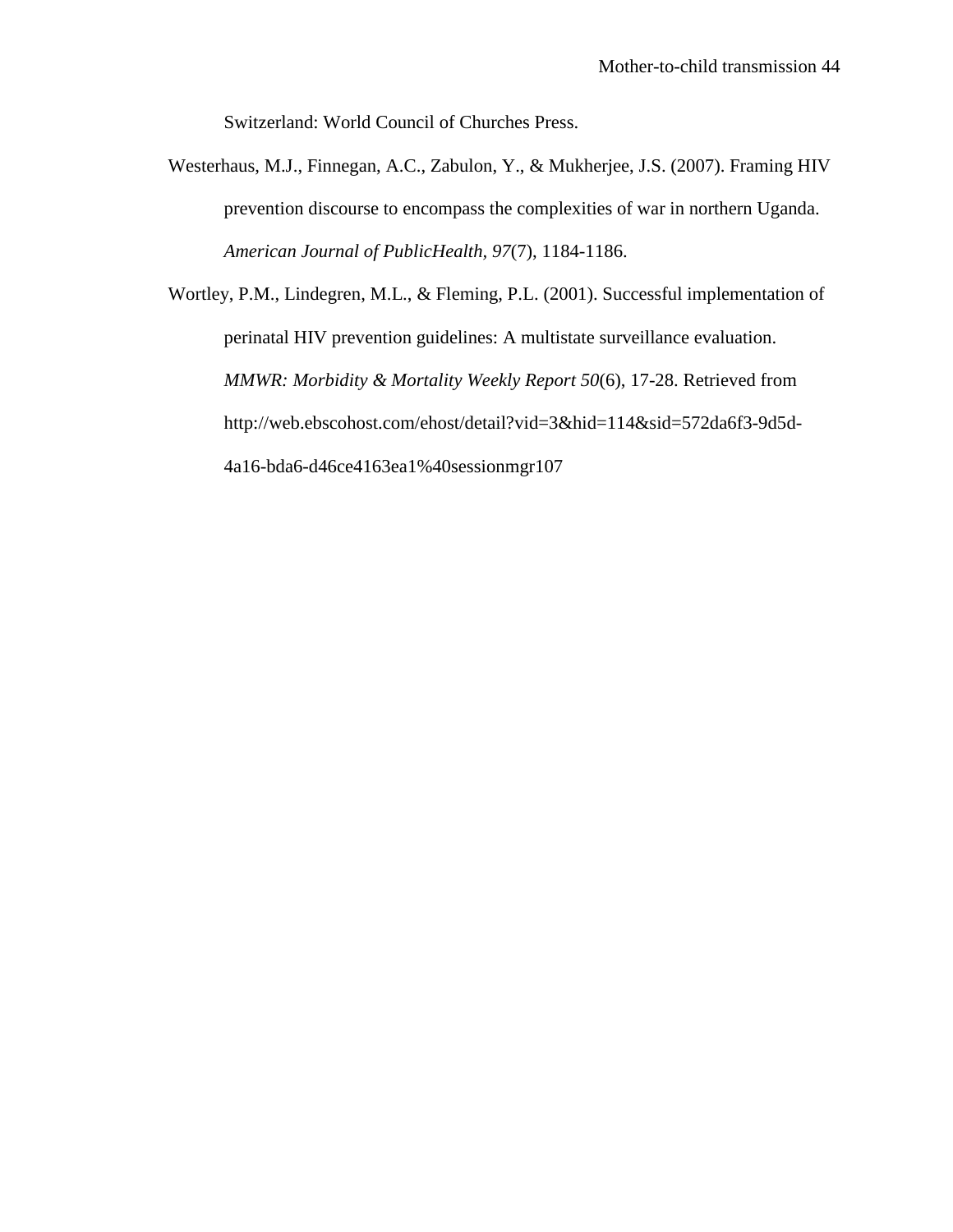Switzerland: World Council of Churches Press.

Westerhaus, M.J., Finnegan, A.C., Zabulon, Y., & Mukherjee, J.S. (2007). Framing HIV prevention discourse to encompass the complexities of war in northern Uganda. *American Journal of PublicHealth, 97*(7), 1184-1186.

Wortley, P.M., Lindegren, M.L., & Fleming, P.L. (2001). Successful implementation of perinatal HIV prevention guidelines: A multistate surveillance evaluation. *MMWR: Morbidity & Mortality Weekly Report 50*(6), 17-28. Retrieved from http://web.ebscohost.com/ehost/detail?vid=3&hid=114&sid=572da6f3-9d5d-4a16-bda6-d46ce4163ea1%40sessionmgr107